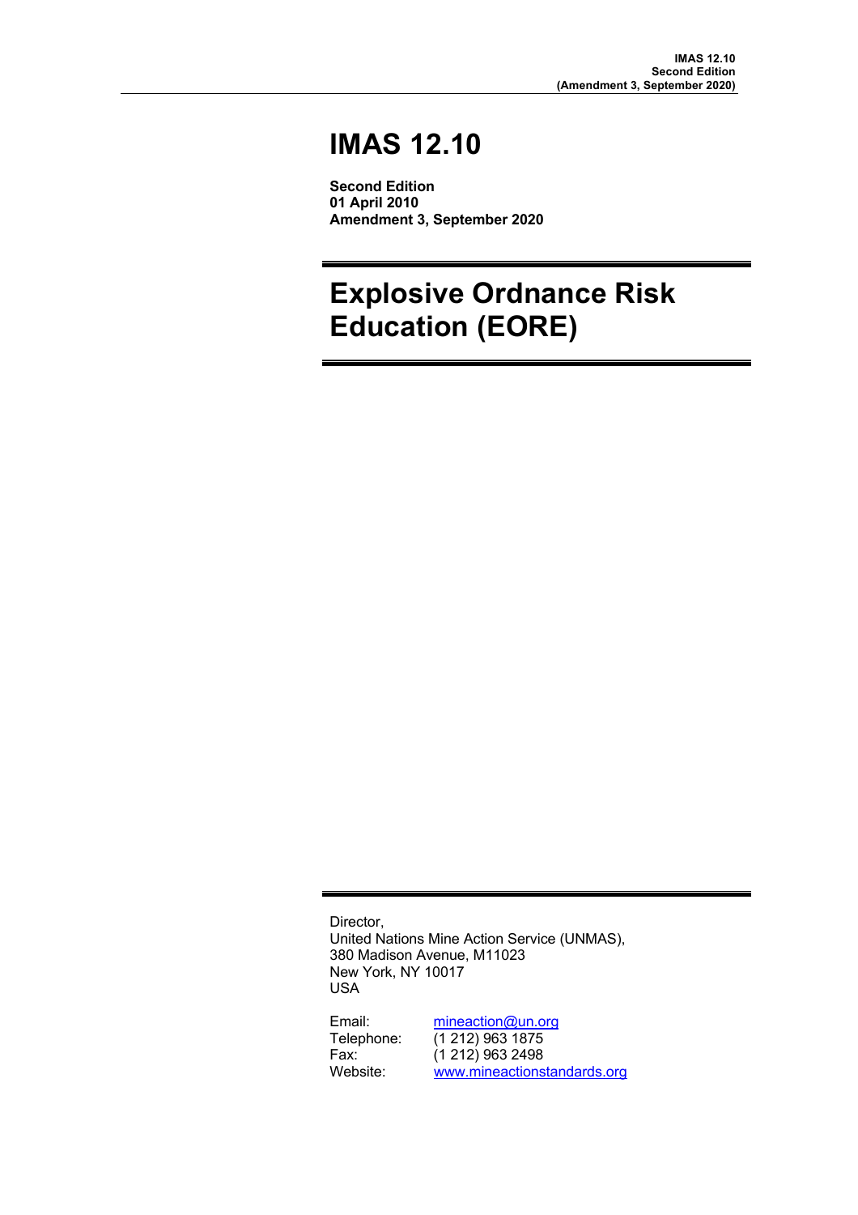# IMAS 12.10

**Second Edition**
**01 April 2010**
**Amendment 3, September 2020**

# Explosive Ordnance Risk Education (EORE)

Director,
United Nations Mine Action Service (UNMAS),
380 Madison Avenue, M11023
New York, NY 10017
USA

Email: mineaction@un.org
Telephone: (1 212) 963 1875
Fax: (1 212) 963 2498
Website: www.mineactionstandards.org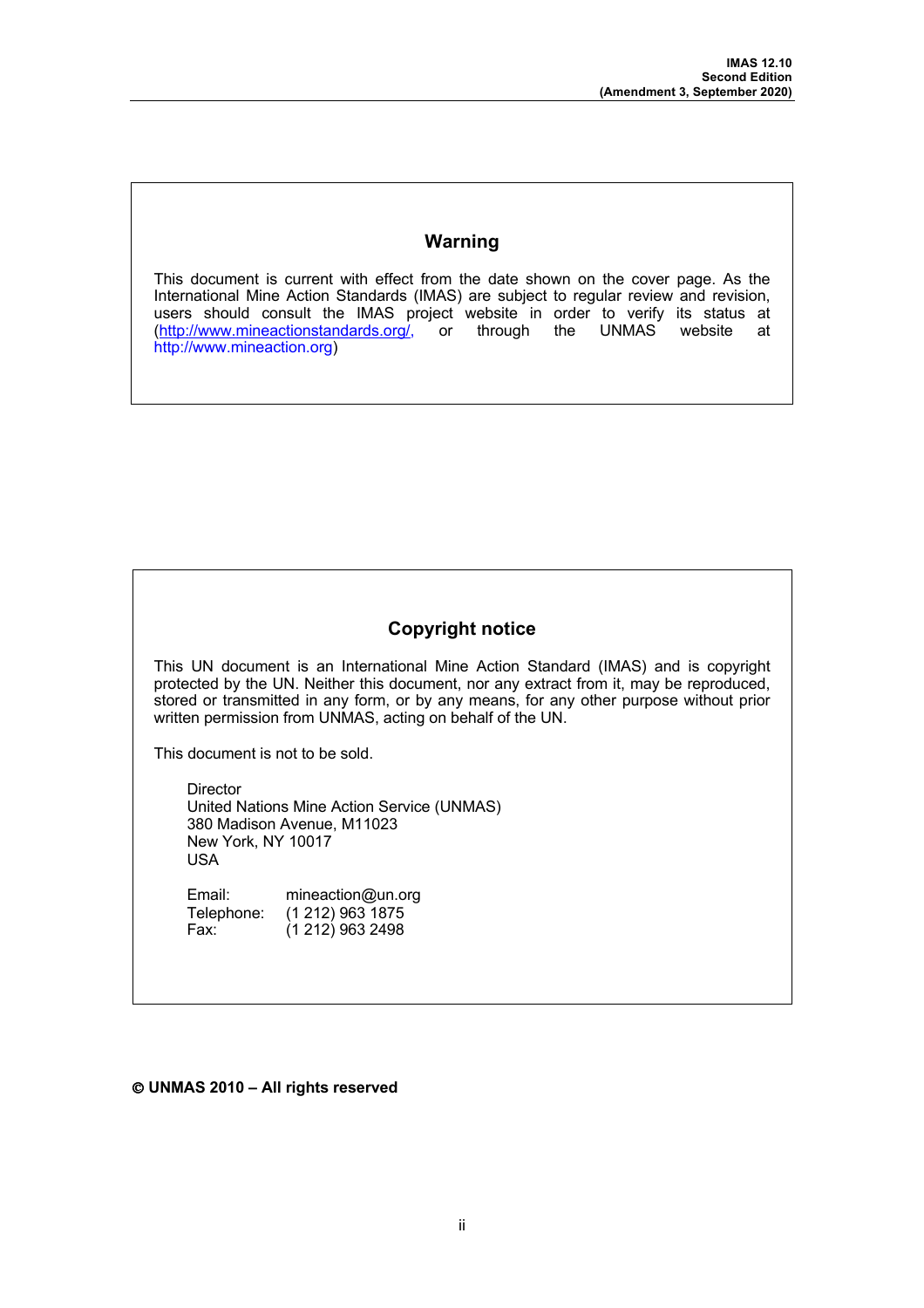## Warning

This document is current with effect from the date shown on the cover page. As the International Mine Action Standards (IMAS) are subject to regular review and revision, users should consult the IMAS project website in order to verify its status at (http://www.mineactionstandards.org/, or through the UNMAS website at http://www.mineaction.org)

## Copyright notice

This UN document is an International Mine Action Standard (IMAS) and is copyright protected by the UN. Neither this document, nor any extract from it, may be reproduced, stored or transmitted in any form, or by any means, for any other purpose without prior written permission from UNMAS, acting on behalf of the UN.

This document is not to be sold.

Director
United Nations Mine Action Service (UNMAS)
380 Madison Avenue, M11023
New York, NY 10017
USA

Email: mineaction@un.org
Telephone: (1 212) 963 1875
Fax: (1 212) 963 2498

**© UNMAS 2010 – All rights reserved**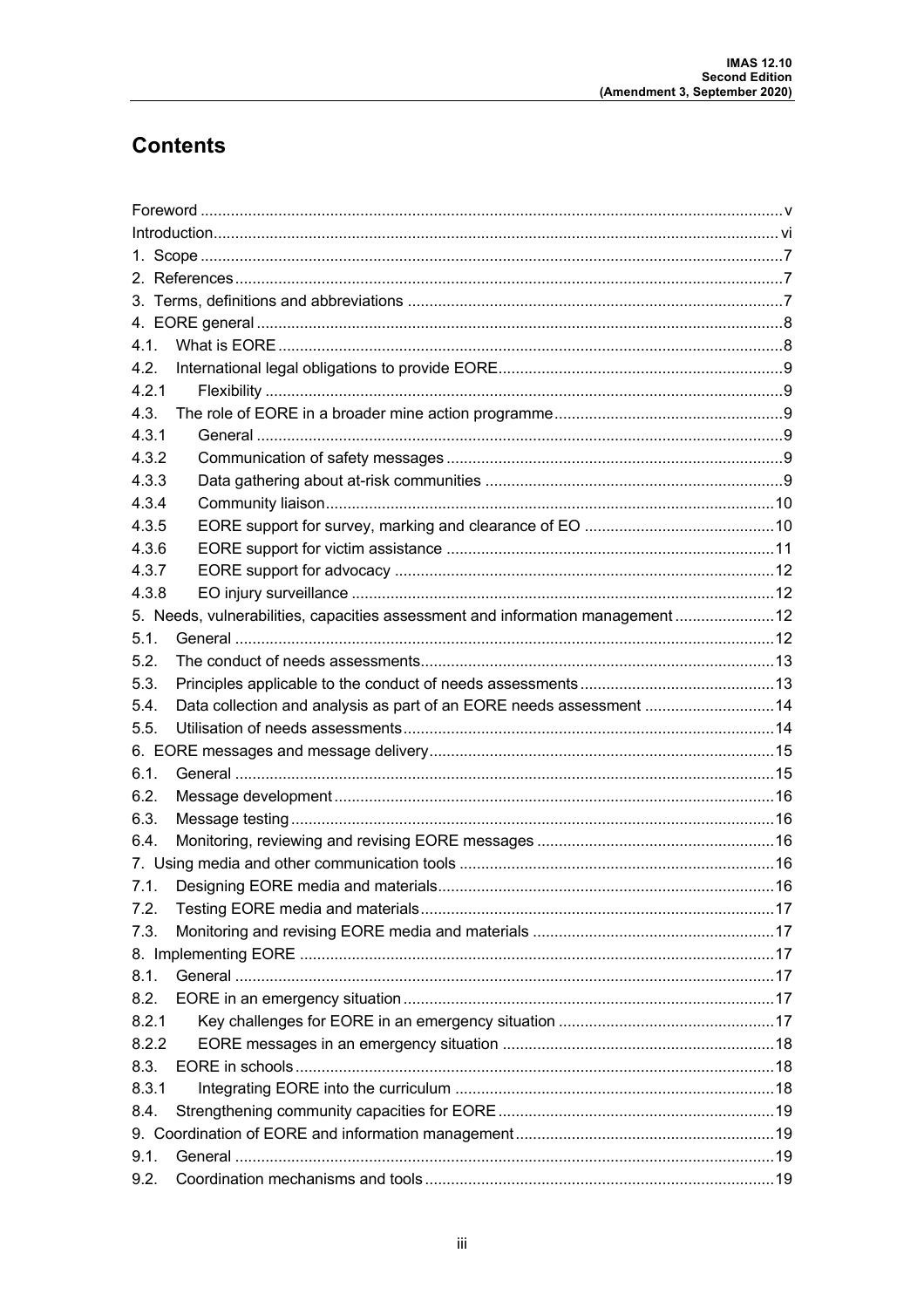# Contents

Foreword ..... v
Introduction ..... vi
1. Scope ..... 7
2. References ..... 7
3. Terms, definitions and abbreviations ..... 7
4. EORE general ..... 8
4.1. What is EORE ..... 8
4.2. International legal obligations to provide EORE ..... 9
4.2.1 Flexibility ..... 9
4.3. The role of EORE in a broader mine action programme ..... 9
4.3.1 General ..... 9
4.3.2 Communication of safety messages ..... 9
4.3.3 Data gathering about at-risk communities ..... 9
4.3.4 Community liaison ..... 10
4.3.5 EORE support for survey, marking and clearance of EO ..... 10
4.3.6 EORE support for victim assistance ..... 11
4.3.7 EORE support for advocacy ..... 12
4.3.8 EO injury surveillance ..... 12
5. Needs, vulnerabilities, capacities assessment and information management ..... 12
5.1. General ..... 12
5.2. The conduct of needs assessments ..... 13
5.3. Principles applicable to the conduct of needs assessments ..... 13
5.4. Data collection and analysis as part of an EORE needs assessment ..... 14
5.5. Utilisation of needs assessments ..... 14
6. EORE messages and message delivery ..... 15
6.1. General ..... 15
6.2. Message development ..... 16
6.3. Message testing ..... 16
6.4. Monitoring, reviewing and revising EORE messages ..... 16
7. Using media and other communication tools ..... 16
7.1. Designing EORE media and materials ..... 16
7.2. Testing EORE media and materials ..... 17
7.3. Monitoring and revising EORE media and materials ..... 17
8. Implementing EORE ..... 17
8.1. General ..... 17
8.2. EORE in an emergency situation ..... 17
8.2.1 Key challenges for EORE in an emergency situation ..... 17
8.2.2 EORE messages in an emergency situation ..... 18
8.3. EORE in schools ..... 18
8.3.1 Integrating EORE into the curriculum ..... 18
8.4. Strengthening community capacities for EORE ..... 19
9. Coordination of EORE and information management ..... 19
9.1. General ..... 19
9.2. Coordination mechanisms and tools ..... 19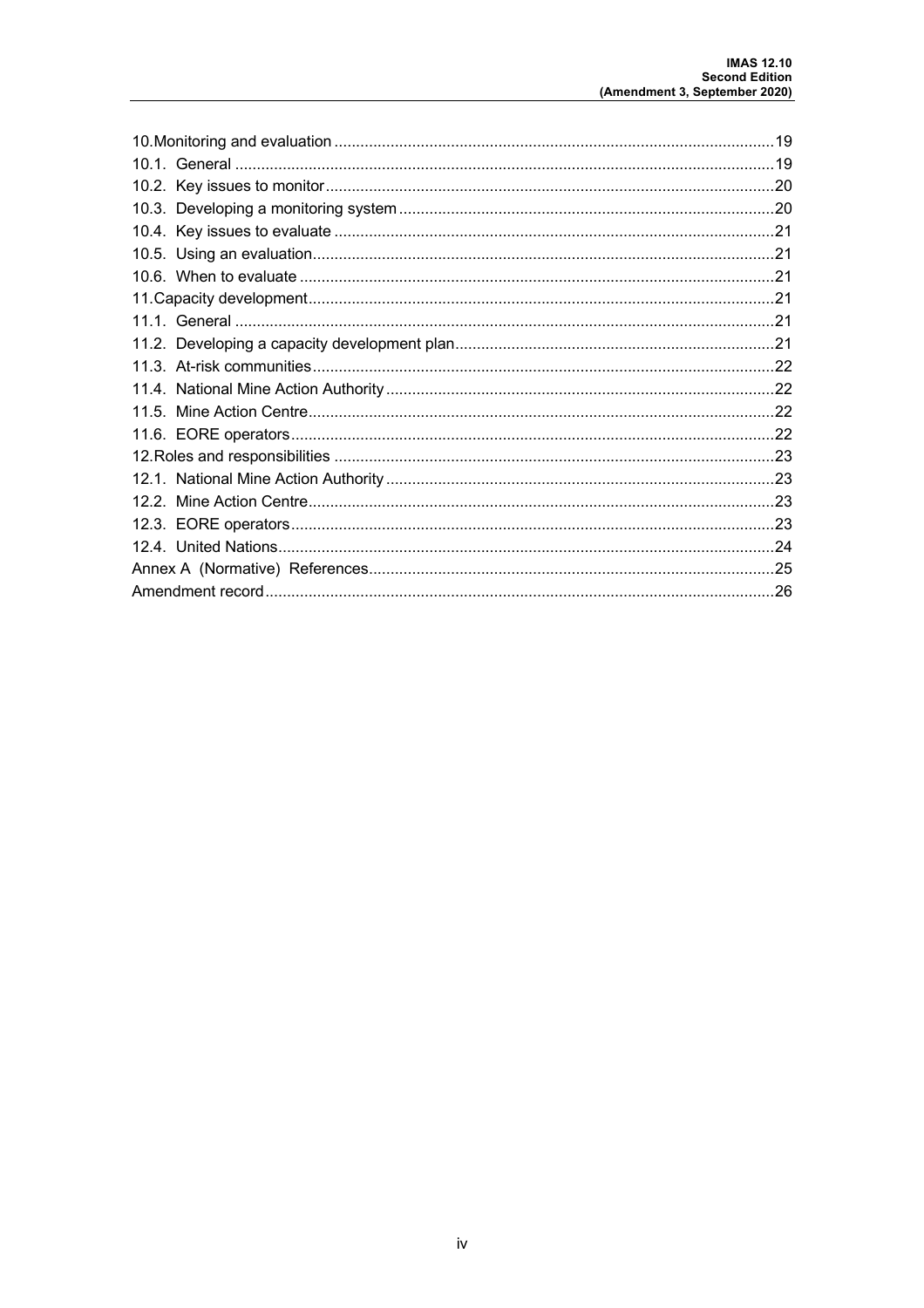10. Monitoring and evaluation ..... 19
10.1. General ..... 19
10.2. Key issues to monitor ..... 20
10.3. Developing a monitoring system ..... 20
10.4. Key issues to evaluate ..... 21
10.5. Using an evaluation ..... 21
10.6. When to evaluate ..... 21
11. Capacity development ..... 21
11.1. General ..... 21
11.2. Developing a capacity development plan ..... 21
11.3. At-risk communities ..... 22
11.4. National Mine Action Authority ..... 22
11.5. Mine Action Centre ..... 22
11.6. EORE operators ..... 22
12. Roles and responsibilities ..... 23
12.1. National Mine Action Authority ..... 23
12.2. Mine Action Centre ..... 23
12.3. EORE operators ..... 23
12.4. United Nations ..... 24
Annex A (Normative) References ..... 25
Amendment record ..... 26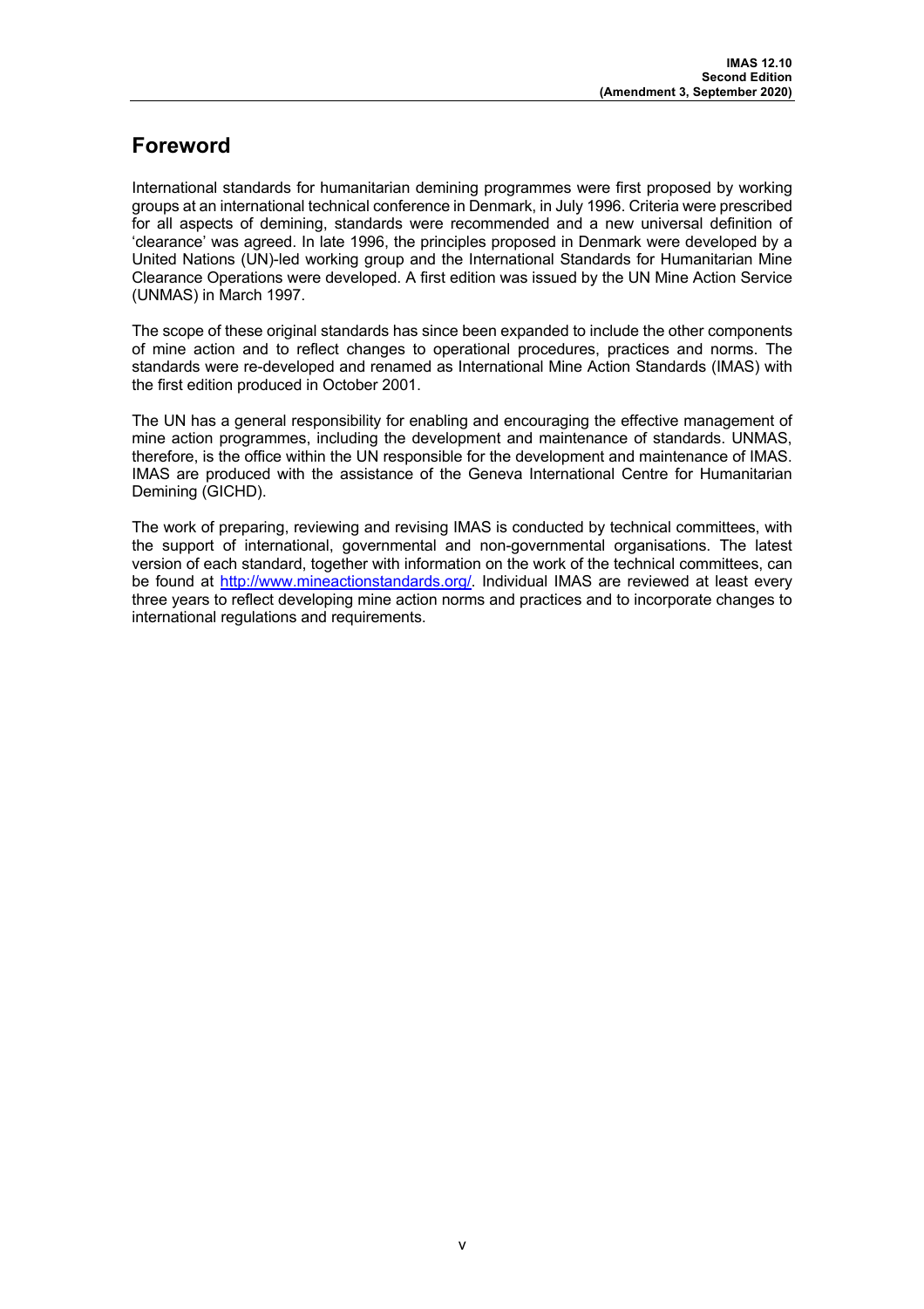# Foreword

International standards for humanitarian demining programmes were first proposed by working groups at an international technical conference in Denmark, in July 1996. Criteria were prescribed for all aspects of demining, standards were recommended and a new universal definition of 'clearance' was agreed. In late 1996, the principles proposed in Denmark were developed by a United Nations (UN)-led working group and the International Standards for Humanitarian Mine Clearance Operations were developed. A first edition was issued by the UN Mine Action Service (UNMAS) in March 1997.

The scope of these original standards has since been expanded to include the other components of mine action and to reflect changes to operational procedures, practices and norms. The standards were re-developed and renamed as International Mine Action Standards (IMAS) with the first edition produced in October 2001.

The UN has a general responsibility for enabling and encouraging the effective management of mine action programmes, including the development and maintenance of standards. UNMAS, therefore, is the office within the UN responsible for the development and maintenance of IMAS. IMAS are produced with the assistance of the Geneva International Centre for Humanitarian Demining (GICHD).

The work of preparing, reviewing and revising IMAS is conducted by technical committees, with the support of international, governmental and non-governmental organisations. The latest version of each standard, together with information on the work of the technical committees, can be found at http://www.mineactionstandards.org/. Individual IMAS are reviewed at least every three years to reflect developing mine action norms and practices and to incorporate changes to international regulations and requirements.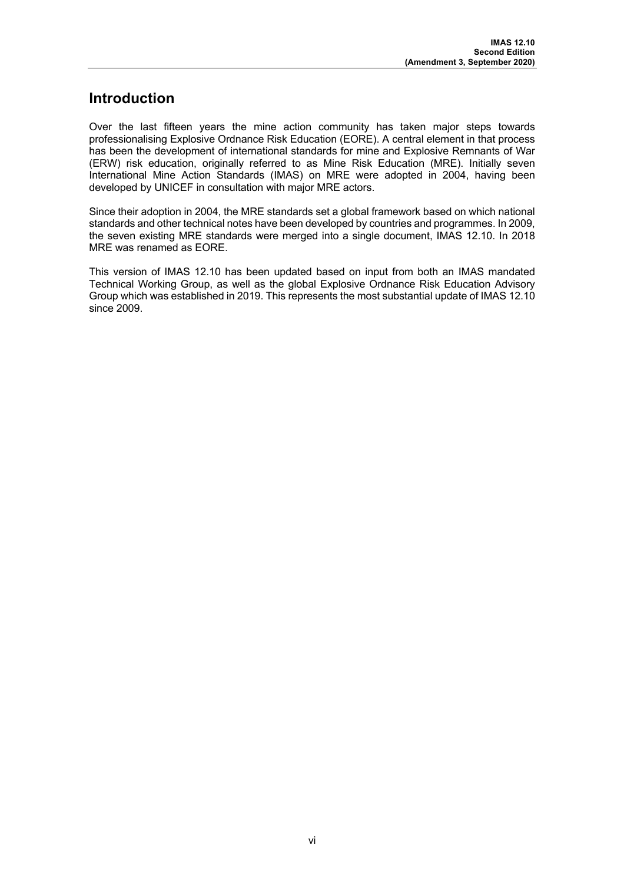## Introduction

Over the last fifteen years the mine action community has taken major steps towards professionalising Explosive Ordnance Risk Education (EORE). A central element in that process has been the development of international standards for mine and Explosive Remnants of War (ERW) risk education, originally referred to as Mine Risk Education (MRE). Initially seven International Mine Action Standards (IMAS) on MRE were adopted in 2004, having been developed by UNICEF in consultation with major MRE actors.

Since their adoption in 2004, the MRE standards set a global framework based on which national standards and other technical notes have been developed by countries and programmes. In 2009, the seven existing MRE standards were merged into a single document, IMAS 12.10. In 2018 MRE was renamed as EORE.

This version of IMAS 12.10 has been updated based on input from both an IMAS mandated Technical Working Group, as well as the global Explosive Ordnance Risk Education Advisory Group which was established in 2019. This represents the most substantial update of IMAS 12.10 since 2009.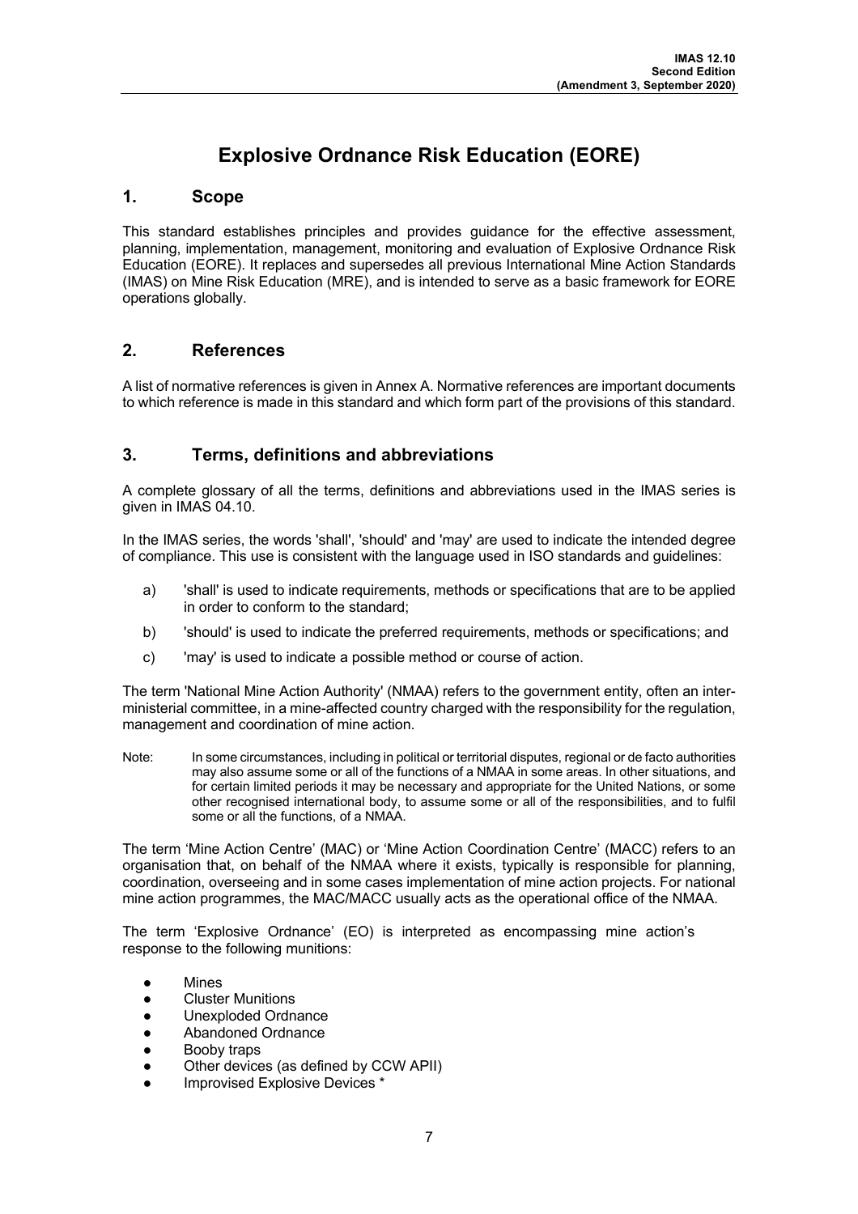# Explosive Ordnance Risk Education (EORE)

## 1. Scope

This standard establishes principles and provides guidance for the effective assessment, planning, implementation, management, monitoring and evaluation of Explosive Ordnance Risk Education (EORE). It replaces and supersedes all previous International Mine Action Standards (IMAS) on Mine Risk Education (MRE), and is intended to serve as a basic framework for EORE operations globally.

## 2. References

A list of normative references is given in Annex A. Normative references are important documents to which reference is made in this standard and which form part of the provisions of this standard.

## 3. Terms, definitions and abbreviations

A complete glossary of all the terms, definitions and abbreviations used in the IMAS series is given in IMAS 04.10.

In the IMAS series, the words 'shall', 'should' and 'may' are used to indicate the intended degree of compliance. This use is consistent with the language used in ISO standards and guidelines:

a) 'shall' is used to indicate requirements, methods or specifications that are to be applied in order to conform to the standard;

b) 'should' is used to indicate the preferred requirements, methods or specifications; and

c) 'may' is used to indicate a possible method or course of action.

The term 'National Mine Action Authority' (NMAA) refers to the government entity, often an inter-ministerial committee, in a mine-affected country charged with the responsibility for the regulation, management and coordination of mine action.

Note: In some circumstances, including in political or territorial disputes, regional or de facto authorities may also assume some or all of the functions of a NMAA in some areas. In other situations, and for certain limited periods it may be necessary and appropriate for the United Nations, or some other recognised international body, to assume some or all of the responsibilities, and to fulfil some or all the functions, of a NMAA.

The term 'Mine Action Centre' (MAC) or 'Mine Action Coordination Centre' (MACC) refers to an organisation that, on behalf of the NMAA where it exists, typically is responsible for planning, coordination, overseeing and in some cases implementation of mine action projects. For national mine action programmes, the MAC/MACC usually acts as the operational office of the NMAA.

The term 'Explosive Ordnance' (EO) is interpreted as encompassing mine action's response to the following munitions:

- Mines
- Cluster Munitions
- Unexploded Ordnance
- Abandoned Ordnance
- Booby traps
- Other devices (as defined by CCW APII)
- Improvised Explosive Devices *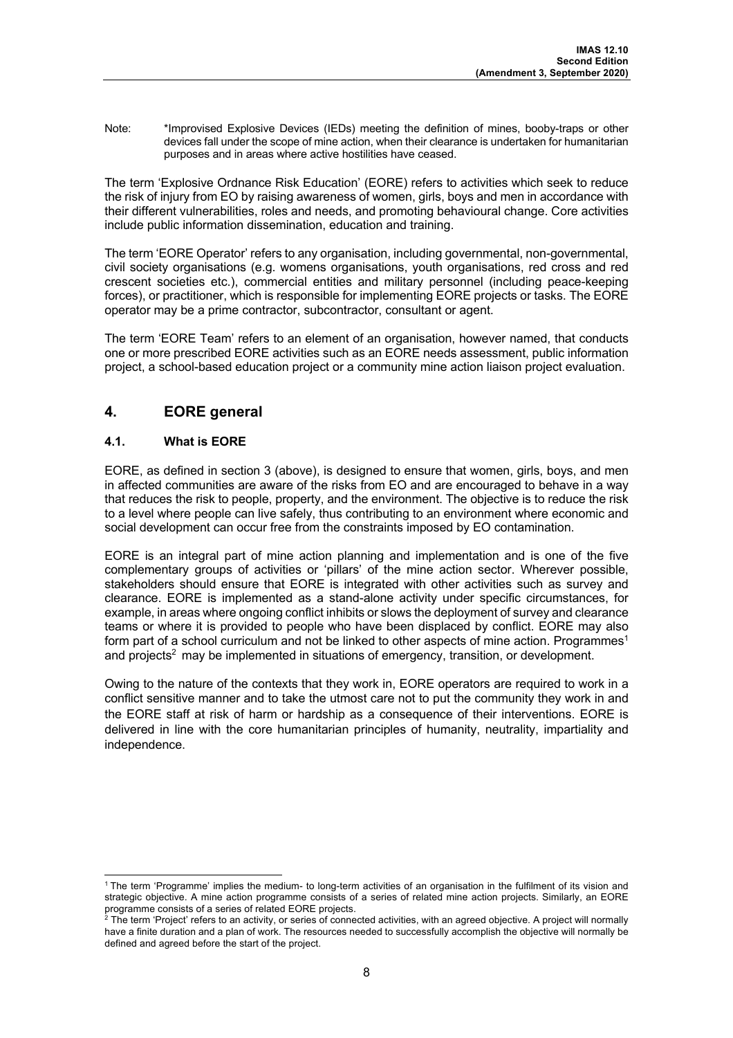Note: \*Improvised Explosive Devices (IEDs) meeting the definition of mines, booby-traps or other devices fall under the scope of mine action, when their clearance is undertaken for humanitarian purposes and in areas where active hostilities have ceased.

The term 'Explosive Ordnance Risk Education' (EORE) refers to activities which seek to reduce the risk of injury from EO by raising awareness of women, girls, boys and men in accordance with their different vulnerabilities, roles and needs, and promoting behavioural change. Core activities include public information dissemination, education and training.

The term 'EORE Operator' refers to any organisation, including governmental, non-governmental, civil society organisations (e.g. womens organisations, youth organisations, red cross and red crescent societies etc.), commercial entities and military personnel (including peace-keeping forces), or practitioner, which is responsible for implementing EORE projects or tasks. The EORE operator may be a prime contractor, subcontractor, consultant or agent.

The term 'EORE Team' refers to an element of an organisation, however named, that conducts one or more prescribed EORE activities such as an EORE needs assessment, public information project, a school-based education project or a community mine action liaison project evaluation.

## 4. EORE general

### 4.1. What is EORE

EORE, as defined in section 3 (above), is designed to ensure that women, girls, boys, and men in affected communities are aware of the risks from EO and are encouraged to behave in a way that reduces the risk to people, property, and the environment. The objective is to reduce the risk to a level where people can live safely, thus contributing to an environment where economic and social development can occur free from the constraints imposed by EO contamination.

EORE is an integral part of mine action planning and implementation and is one of the five complementary groups of activities or 'pillars' of the mine action sector. Wherever possible, stakeholders should ensure that EORE is integrated with other activities such as survey and clearance. EORE is implemented as a stand-alone activity under specific circumstances, for example, in areas where ongoing conflict inhibits or slows the deployment of survey and clearance teams or where it is provided to people who have been displaced by conflict. EORE may also form part of a school curriculum and not be linked to other aspects of mine action. Programmes[1] and projects[2] may be implemented in situations of emergency, transition, or development.

Owing to the nature of the contexts that they work in, EORE operators are required to work in a conflict sensitive manner and to take the utmost care not to put the community they work in and the EORE staff at risk of harm or hardship as a consequence of their interventions. EORE is delivered in line with the core humanitarian principles of humanity, neutrality, impartiality and independence.

---

[1] The term 'Programme' implies the medium- to long-term activities of an organisation in the fulfilment of its vision and strategic objective. A mine action programme consists of a series of related mine action projects. Similarly, an EORE programme consists of a series of related EORE projects.

[2] The term 'Project' refers to an activity, or series of connected activities, with an agreed objective. A project will normally have a finite duration and a plan of work. The resources needed to successfully accomplish the objective will normally be defined and agreed before the start of the project.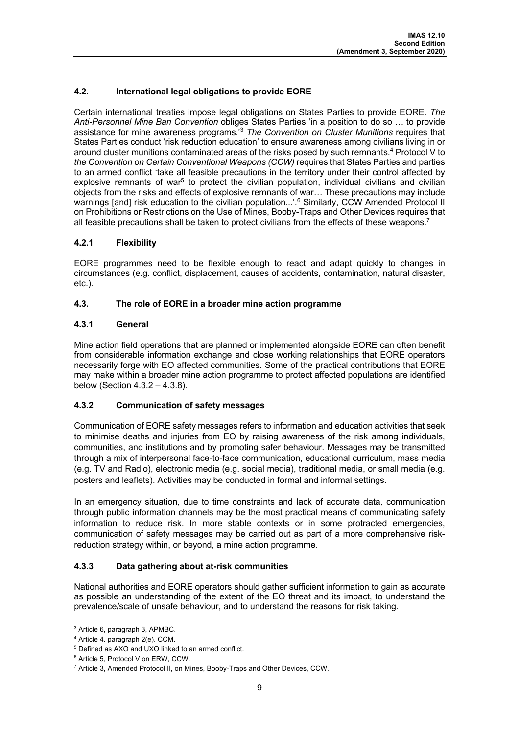### 4.2. International legal obligations to provide EORE

Certain international treaties impose legal obligations on States Parties to provide EORE. *The Anti-Personnel Mine Ban Convention* obliges States Parties 'in a position to do so … to provide assistance for mine awareness programs.'[3] *The Convention on Cluster Munitions* requires that States Parties conduct 'risk reduction education' to ensure awareness among civilians living in or around cluster munitions contaminated areas of the risks posed by such remnants.[4] Protocol V to *the Convention on Certain Conventional Weapons (CCW)* requires that States Parties and parties to an armed conflict 'take all feasible precautions in the territory under their control affected by explosive remnants of war[5] to protect the civilian population, individual civilians and civilian objects from the risks and effects of explosive remnants of war… These precautions may include warnings [and] risk education to the civilian population...'.[6] Similarly, CCW Amended Protocol II on Prohibitions or Restrictions on the Use of Mines, Booby-Traps and Other Devices requires that all feasible precautions shall be taken to protect civilians from the effects of these weapons.[7]

#### 4.2.1 Flexibility

EORE programmes need to be flexible enough to react and adapt quickly to changes in circumstances (e.g. conflict, displacement, causes of accidents, contamination, natural disaster, etc.).

### 4.3. The role of EORE in a broader mine action programme

#### 4.3.1 General

Mine action field operations that are planned or implemented alongside EORE can often benefit from considerable information exchange and close working relationships that EORE operators necessarily forge with EO affected communities. Some of the practical contributions that EORE may make within a broader mine action programme to protect affected populations are identified below (Section 4.3.2 – 4.3.8).

#### 4.3.2 Communication of safety messages

Communication of EORE safety messages refers to information and education activities that seek to minimise deaths and injuries from EO by raising awareness of the risk among individuals, communities, and institutions and by promoting safer behaviour. Messages may be transmitted through a mix of interpersonal face-to-face communication, educational curriculum, mass media (e.g. TV and Radio), electronic media (e.g. social media), traditional media, or small media (e.g. posters and leaflets). Activities may be conducted in formal and informal settings.

In an emergency situation, due to time constraints and lack of accurate data, communication through public information channels may be the most practical means of communicating safety information to reduce risk. In more stable contexts or in some protracted emergencies, communication of safety messages may be carried out as part of a more comprehensive risk-reduction strategy within, or beyond, a mine action programme.

#### 4.3.3 Data gathering about at-risk communities

National authorities and EORE operators should gather sufficient information to gain as accurate as possible an understanding of the extent of the EO threat and its impact, to understand the prevalence/scale of unsafe behaviour, and to understand the reasons for risk taking.

---

[3] Article 6, paragraph 3, APMBC.

[4] Article 4, paragraph 2(e), CCM.

[5] Defined as AXO and UXO linked to an armed conflict.

[6] Article 5, Protocol V on ERW, CCW.

[7] Article 3, Amended Protocol II, on Mines, Booby-Traps and Other Devices, CCW.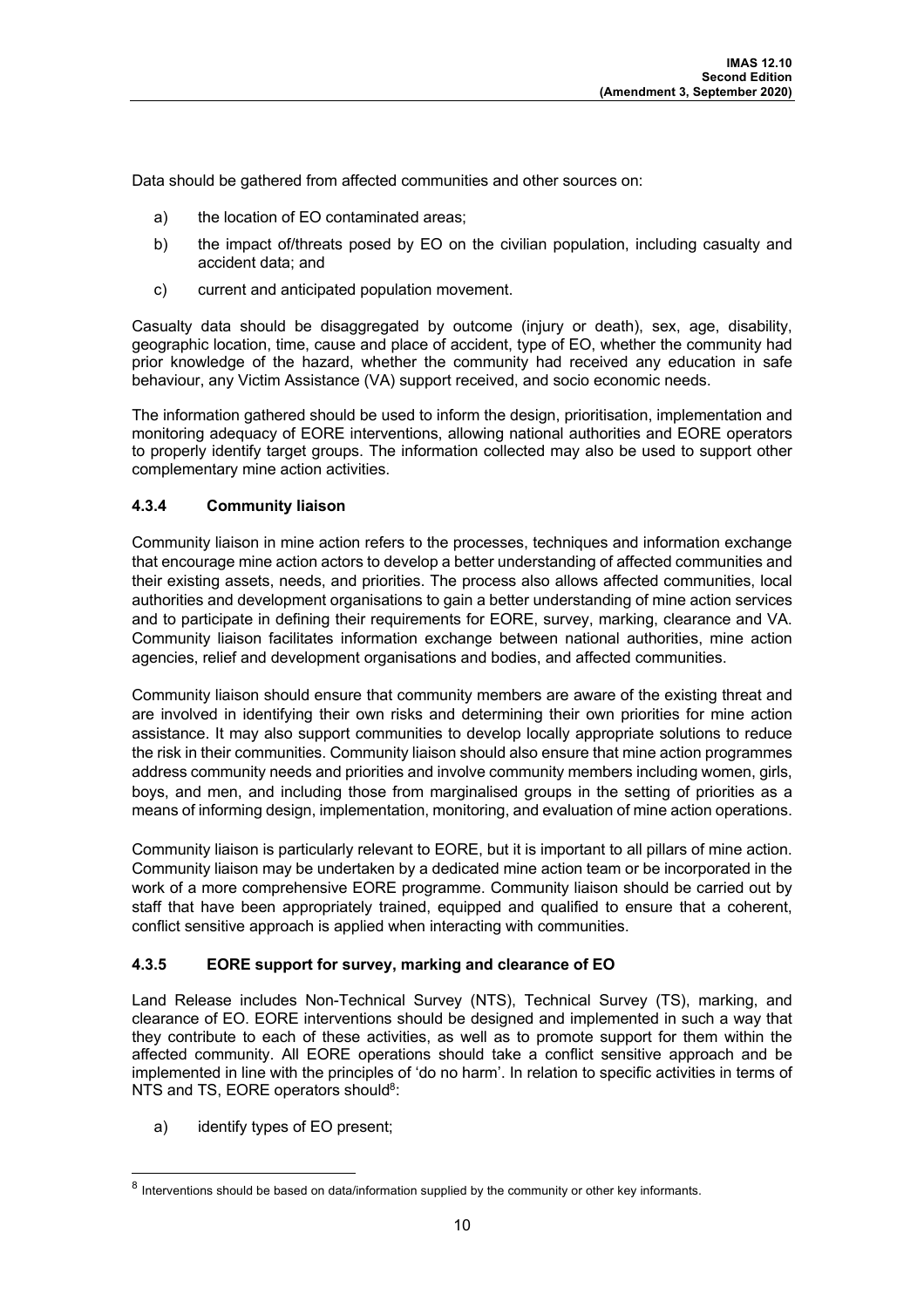Data should be gathered from affected communities and other sources on:

a) the location of EO contaminated areas;

b) the impact of/threats posed by EO on the civilian population, including casualty and accident data; and

c) current and anticipated population movement.

Casualty data should be disaggregated by outcome (injury or death), sex, age, disability, geographic location, time, cause and place of accident, type of EO, whether the community had prior knowledge of the hazard, whether the community had received any education in safe behaviour, any Victim Assistance (VA) support received, and socio economic needs.

The information gathered should be used to inform the design, prioritisation, implementation and monitoring adequacy of EORE interventions, allowing national authorities and EORE operators to properly identify target groups. The information collected may also be used to support other complementary mine action activities.

### 4.3.4 Community liaison

Community liaison in mine action refers to the processes, techniques and information exchange that encourage mine action actors to develop a better understanding of affected communities and their existing assets, needs, and priorities. The process also allows affected communities, local authorities and development organisations to gain a better understanding of mine action services and to participate in defining their requirements for EORE, survey, marking, clearance and VA. Community liaison facilitates information exchange between national authorities, mine action agencies, relief and development organisations and bodies, and affected communities.

Community liaison should ensure that community members are aware of the existing threat and are involved in identifying their own risks and determining their own priorities for mine action assistance. It may also support communities to develop locally appropriate solutions to reduce the risk in their communities. Community liaison should also ensure that mine action programmes address community needs and priorities and involve community members including women, girls, boys, and men, and including those from marginalised groups in the setting of priorities as a means of informing design, implementation, monitoring, and evaluation of mine action operations.

Community liaison is particularly relevant to EORE, but it is important to all pillars of mine action. Community liaison may be undertaken by a dedicated mine action team or be incorporated in the work of a more comprehensive EORE programme. Community liaison should be carried out by staff that have been appropriately trained, equipped and qualified to ensure that a coherent, conflict sensitive approach is applied when interacting with communities.

### 4.3.5 EORE support for survey, marking and clearance of EO

Land Release includes Non-Technical Survey (NTS), Technical Survey (TS), marking, and clearance of EO. EORE interventions should be designed and implemented in such a way that they contribute to each of these activities, as well as to promote support for them within the affected community. All EORE operations should take a conflict sensitive approach and be implemented in line with the principles of 'do no harm'. In relation to specific activities in terms of NTS and TS, EORE operators should[8]:

a) identify types of EO present;

[8] Interventions should be based on data/information supplied by the community or other key informants.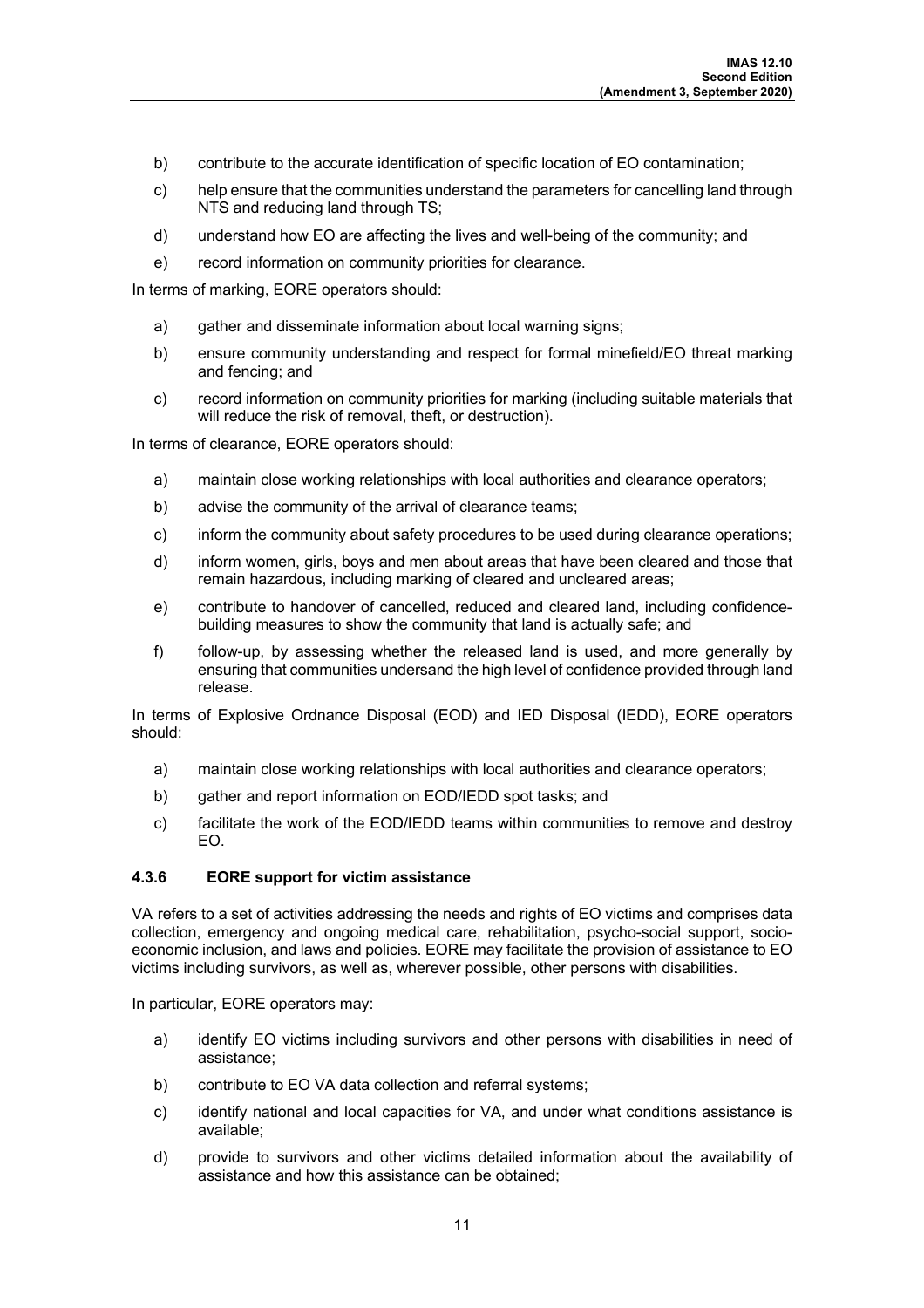b) contribute to the accurate identification of specific location of EO contamination;

c) help ensure that the communities understand the parameters for cancelling land through NTS and reducing land through TS;

d) understand how EO are affecting the lives and well-being of the community; and

e) record information on community priorities for clearance.

In terms of marking, EORE operators should:

a) gather and disseminate information about local warning signs;

b) ensure community understanding and respect for formal minefield/EO threat marking and fencing; and

c) record information on community priorities for marking (including suitable materials that will reduce the risk of removal, theft, or destruction).

In terms of clearance, EORE operators should:

a) maintain close working relationships with local authorities and clearance operators;

b) advise the community of the arrival of clearance teams;

c) inform the community about safety procedures to be used during clearance operations;

d) inform women, girls, boys and men about areas that have been cleared and those that remain hazardous, including marking of cleared and uncleared areas;

e) contribute to handover of cancelled, reduced and cleared land, including confidence-building measures to show the community that land is actually safe; and

f) follow-up, by assessing whether the released land is used, and more generally by ensuring that communities undersand the high level of confidence provided through land release.

In terms of Explosive Ordnance Disposal (EOD) and IED Disposal (IEDD), EORE operators should:

a) maintain close working relationships with local authorities and clearance operators;

b) gather and report information on EOD/IEDD spot tasks; and

c) facilitate the work of the EOD/IEDD teams within communities to remove and destroy EO.

#### 4.3.6 EORE support for victim assistance

VA refers to a set of activities addressing the needs and rights of EO victims and comprises data collection, emergency and ongoing medical care, rehabilitation, psycho-social support, socio-economic inclusion, and laws and policies. EORE may facilitate the provision of assistance to EO victims including survivors, as well as, wherever possible, other persons with disabilities.

In particular, EORE operators may:

a) identify EO victims including survivors and other persons with disabilities in need of assistance;

b) contribute to EO VA data collection and referral systems;

c) identify national and local capacities for VA, and under what conditions assistance is available;

d) provide to survivors and other victims detailed information about the availability of assistance and how this assistance can be obtained;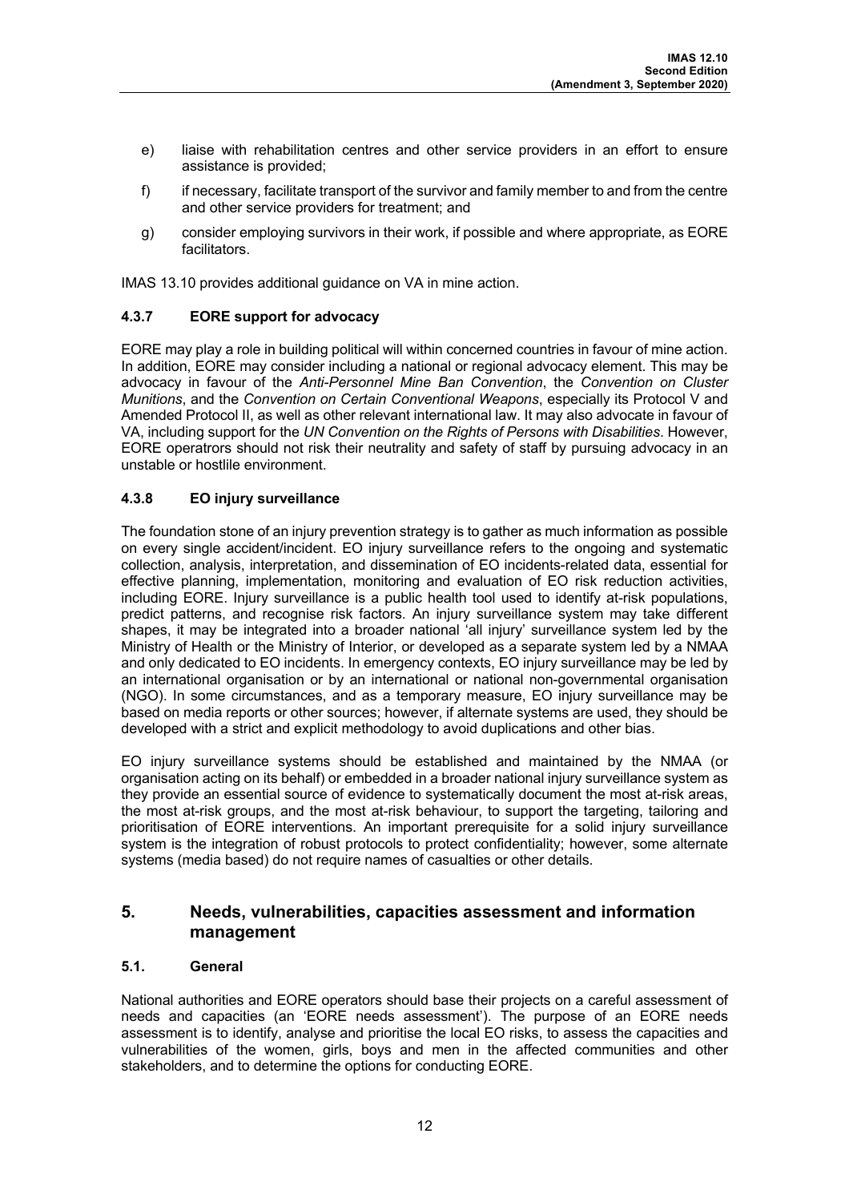e) liaise with rehabilitation centres and other service providers in an effort to ensure assistance is provided;

f) if necessary, facilitate transport of the survivor and family member to and from the centre and other service providers for treatment; and

g) consider employing survivors in their work, if possible and where appropriate, as EORE facilitators.

IMAS 13.10 provides additional guidance on VA in mine action.

#### 4.3.7 EORE support for advocacy

EORE may play a role in building political will within concerned countries in favour of mine action. In addition, EORE may consider including a national or regional advocacy element. This may be advocacy in favour of the *Anti-Personnel Mine Ban Convention*, the *Convention on Cluster Munitions*, and the *Convention on Certain Conventional Weapons*, especially its Protocol V and Amended Protocol II, as well as other relevant international law. It may also advocate in favour of VA, including support for the *UN Convention on the Rights of Persons with Disabilities*. However, EORE operatrors should not risk their neutrality and safety of staff by pursuing advocacy in an unstable or hostlile environment.

#### 4.3.8 EO injury surveillance

The foundation stone of an injury prevention strategy is to gather as much information as possible on every single accident/incident. EO injury surveillance refers to the ongoing and systematic collection, analysis, interpretation, and dissemination of EO incidents-related data, essential for effective planning, implementation, monitoring and evaluation of EO risk reduction activities, including EORE. Injury surveillance is a public health tool used to identify at-risk populations, predict patterns, and recognise risk factors. An injury surveillance system may take different shapes, it may be integrated into a broader national 'all injury' surveillance system led by the Ministry of Health or the Ministry of Interior, or developed as a separate system led by a NMAA and only dedicated to EO incidents. In emergency contexts, EO injury surveillance may be led by an international organisation or by an international or national non-governmental organisation (NGO). In some circumstances, and as a temporary measure, EO injury surveillance may be based on media reports or other sources; however, if alternate systems are used, they should be developed with a strict and explicit methodology to avoid duplications and other bias.

EO injury surveillance systems should be established and maintained by the NMAA (or organisation acting on its behalf) or embedded in a broader national injury surveillance system as they provide an essential source of evidence to systematically document the most at-risk areas, the most at-risk groups, and the most at-risk behaviour, to support the targeting, tailoring and prioritisation of EORE interventions. An important prerequisite for a solid injury surveillance system is the integration of robust protocols to protect confidentiality; however, some alternate systems (media based) do not require names of casualties or other details.

## 5. Needs, vulnerabilities, capacities assessment and information management

### 5.1. General

National authorities and EORE operators should base their projects on a careful assessment of needs and capacities (an 'EORE needs assessment'). The purpose of an EORE needs assessment is to identify, analyse and prioritise the local EO risks, to assess the capacities and vulnerabilities of the women, girls, boys and men in the affected communities and other stakeholders, and to determine the options for conducting EORE.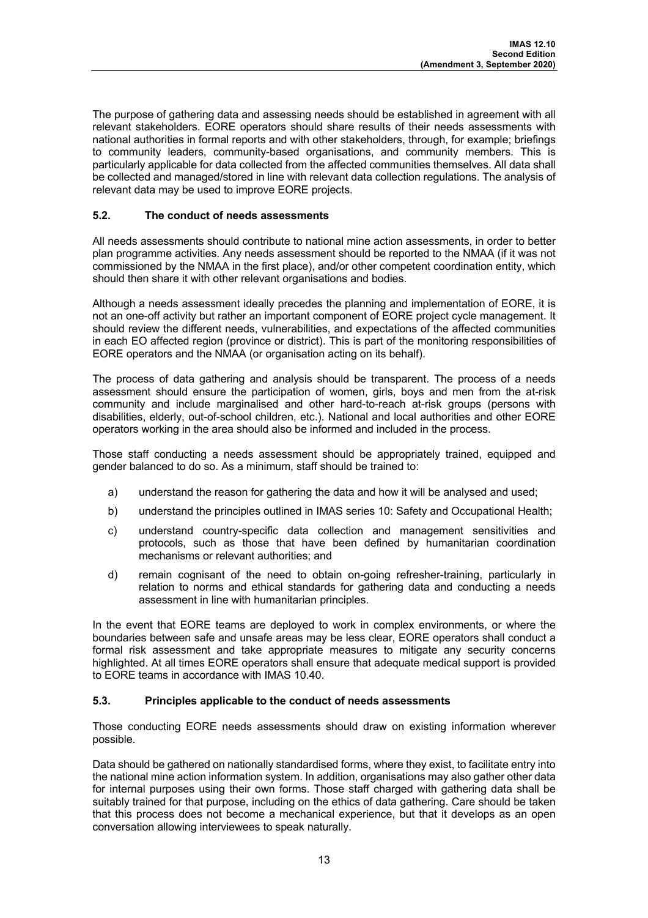The purpose of gathering data and assessing needs should be established in agreement with all relevant stakeholders. EORE operators should share results of their needs assessments with national authorities in formal reports and with other stakeholders, through, for example; briefings to community leaders, community-based organisations, and community members. This is particularly applicable for data collected from the affected communities themselves. All data shall be collected and managed/stored in line with relevant data collection regulations. The analysis of relevant data may be used to improve EORE projects.

### 5.2. The conduct of needs assessments

All needs assessments should contribute to national mine action assessments, in order to better plan programme activities. Any needs assessment should be reported to the NMAA (if it was not commissioned by the NMAA in the first place), and/or other competent coordination entity, which should then share it with other relevant organisations and bodies.

Although a needs assessment ideally precedes the planning and implementation of EORE, it is not an one-off activity but rather an important component of EORE project cycle management. It should review the different needs, vulnerabilities, and expectations of the affected communities in each EO affected region (province or district). This is part of the monitoring responsibilities of EORE operators and the NMAA (or organisation acting on its behalf).

The process of data gathering and analysis should be transparent. The process of a needs assessment should ensure the participation of women, girls, boys and men from the at-risk community and include marginalised and other hard-to-reach at-risk groups (persons with disabilities, elderly, out-of-school children, etc.). National and local authorities and other EORE operators working in the area should also be informed and included in the process.

Those staff conducting a needs assessment should be appropriately trained, equipped and gender balanced to do so. As a minimum, staff should be trained to:

a) understand the reason for gathering the data and how it will be analysed and used;

b) understand the principles outlined in IMAS series 10: Safety and Occupational Health;

c) understand country-specific data collection and management sensitivities and protocols, such as those that have been defined by humanitarian coordination mechanisms or relevant authorities; and

d) remain cognisant of the need to obtain on-going refresher-training, particularly in relation to norms and ethical standards for gathering data and conducting a needs assessment in line with humanitarian principles.

In the event that EORE teams are deployed to work in complex environments, or where the boundaries between safe and unsafe areas may be less clear, EORE operators shall conduct a formal risk assessment and take appropriate measures to mitigate any security concerns highlighted. At all times EORE operators shall ensure that adequate medical support is provided to EORE teams in accordance with IMAS 10.40.

### 5.3. Principles applicable to the conduct of needs assessments

Those conducting EORE needs assessments should draw on existing information wherever possible.

Data should be gathered on nationally standardised forms, where they exist, to facilitate entry into the national mine action information system. In addition, organisations may also gather other data for internal purposes using their own forms. Those staff charged with gathering data shall be suitably trained for that purpose, including on the ethics of data gathering. Care should be taken that this process does not become a mechanical experience, but that it develops as an open conversation allowing interviewees to speak naturally.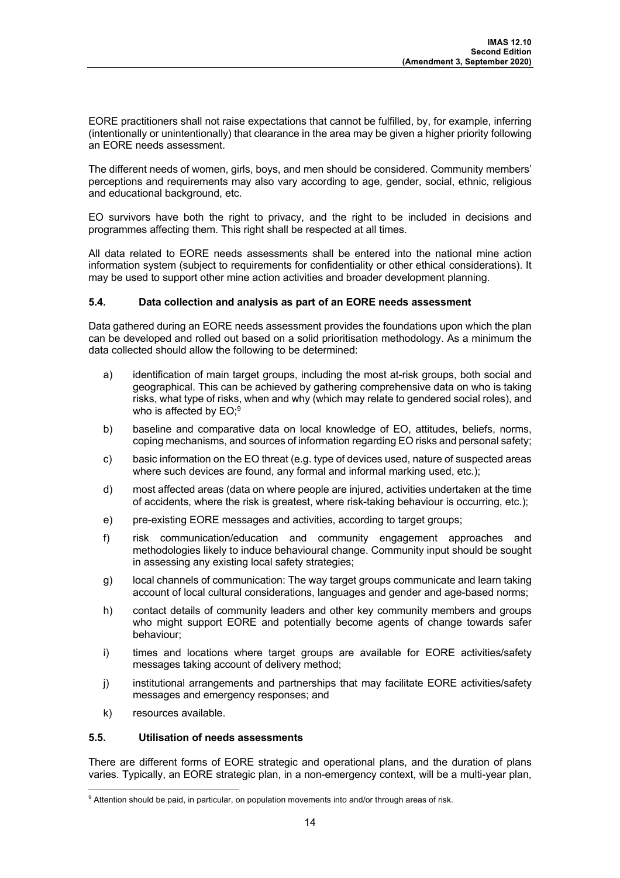EORE practitioners shall not raise expectations that cannot be fulfilled, by, for example, inferring (intentionally or unintentionally) that clearance in the area may be given a higher priority following an EORE needs assessment.

The different needs of women, girls, boys, and men should be considered. Community members' perceptions and requirements may also vary according to age, gender, social, ethnic, religious and educational background, etc.

EO survivors have both the right to privacy, and the right to be included in decisions and programmes affecting them. This right shall be respected at all times.

All data related to EORE needs assessments shall be entered into the national mine action information system (subject to requirements for confidentiality or other ethical considerations). It may be used to support other mine action activities and broader development planning.

### 5.4. Data collection and analysis as part of an EORE needs assessment

Data gathered during an EORE needs assessment provides the foundations upon which the plan can be developed and rolled out based on a solid prioritisation methodology. As a minimum the data collected should allow the following to be determined:

a) identification of main target groups, including the most at-risk groups, both social and geographical. This can be achieved by gathering comprehensive data on who is taking risks, what type of risks, when and why (which may relate to gendered social roles), and who is affected by EO;[9]

b) baseline and comparative data on local knowledge of EO, attitudes, beliefs, norms, coping mechanisms, and sources of information regarding EO risks and personal safety;

c) basic information on the EO threat (e.g. type of devices used, nature of suspected areas where such devices are found, any formal and informal marking used, etc.);

d) most affected areas (data on where people are injured, activities undertaken at the time of accidents, where the risk is greatest, where risk-taking behaviour is occurring, etc.);

e) pre-existing EORE messages and activities, according to target groups;

f) risk communication/education and community engagement approaches and methodologies likely to induce behavioural change. Community input should be sought in assessing any existing local safety strategies;

g) local channels of communication: The way target groups communicate and learn taking account of local cultural considerations, languages and gender and age-based norms;

h) contact details of community leaders and other key community members and groups who might support EORE and potentially become agents of change towards safer behaviour;

i) times and locations where target groups are available for EORE activities/safety messages taking account of delivery method;

j) institutional arrangements and partnerships that may facilitate EORE activities/safety messages and emergency responses; and

k) resources available.

### 5.5. Utilisation of needs assessments

There are different forms of EORE strategic and operational plans, and the duration of plans varies. Typically, an EORE strategic plan, in a non-emergency context, will be a multi-year plan,

[9] Attention should be paid, in particular, on population movements into and/or through areas of risk.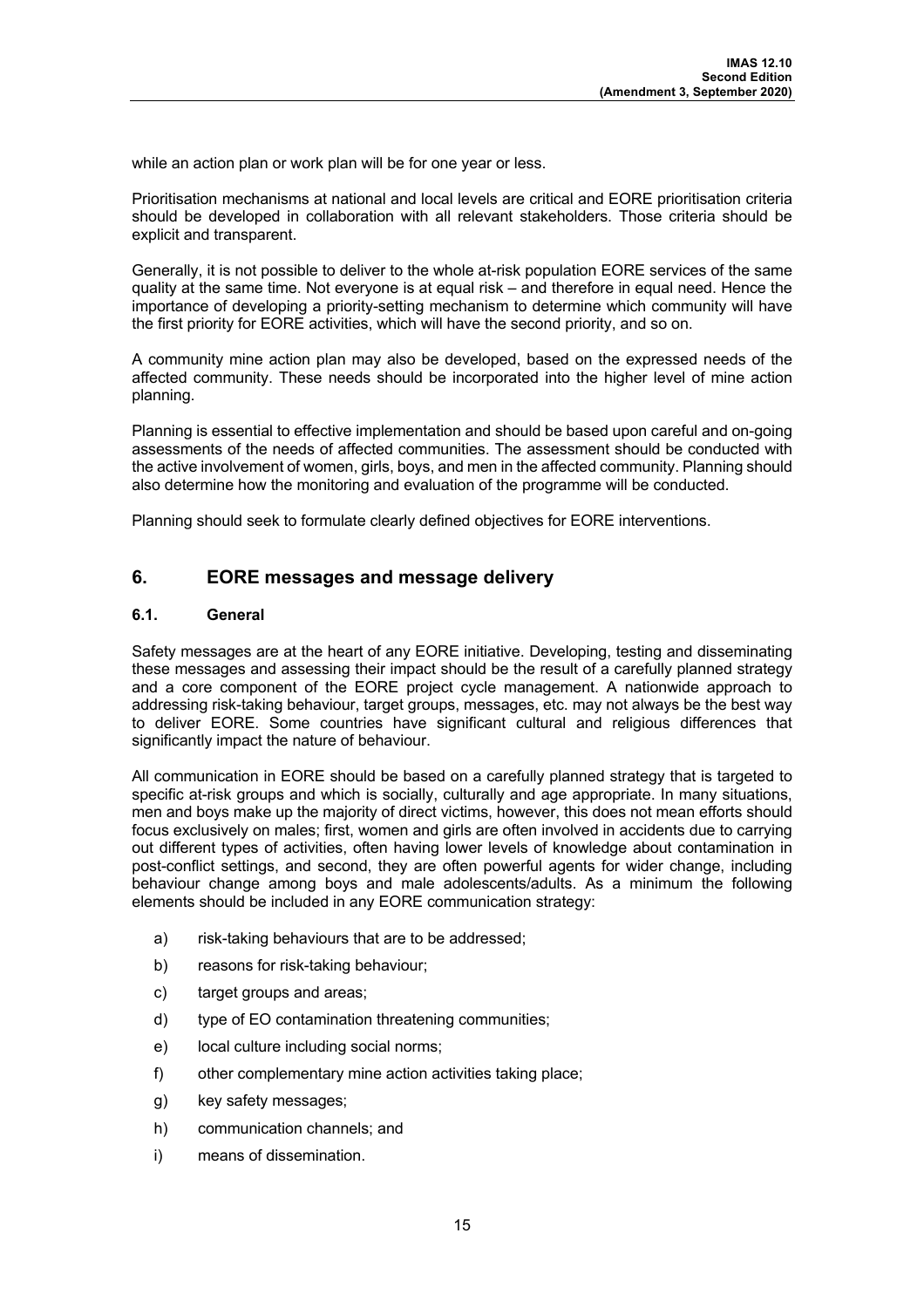while an action plan or work plan will be for one year or less.

Prioritisation mechanisms at national and local levels are critical and EORE prioritisation criteria should be developed in collaboration with all relevant stakeholders. Those criteria should be explicit and transparent.

Generally, it is not possible to deliver to the whole at-risk population EORE services of the same quality at the same time. Not everyone is at equal risk – and therefore in equal need. Hence the importance of developing a priority-setting mechanism to determine which community will have the first priority for EORE activities, which will have the second priority, and so on.

A community mine action plan may also be developed, based on the expressed needs of the affected community. These needs should be incorporated into the higher level of mine action planning.

Planning is essential to effective implementation and should be based upon careful and on-going assessments of the needs of affected communities. The assessment should be conducted with the active involvement of women, girls, boys, and men in the affected community. Planning should also determine how the monitoring and evaluation of the programme will be conducted.

Planning should seek to formulate clearly defined objectives for EORE interventions.

## 6. EORE messages and message delivery

### 6.1. General

Safety messages are at the heart of any EORE initiative. Developing, testing and disseminating these messages and assessing their impact should be the result of a carefully planned strategy and a core component of the EORE project cycle management. A nationwide approach to addressing risk-taking behaviour, target groups, messages, etc. may not always be the best way to deliver EORE. Some countries have significant cultural and religious differences that significantly impact the nature of behaviour.

All communication in EORE should be based on a carefully planned strategy that is targeted to specific at-risk groups and which is socially, culturally and age appropriate. In many situations, men and boys make up the majority of direct victims, however, this does not mean efforts should focus exclusively on males; first, women and girls are often involved in accidents due to carrying out different types of activities, often having lower levels of knowledge about contamination in post-conflict settings, and second, they are often powerful agents for wider change, including behaviour change among boys and male adolescents/adults. As a minimum the following elements should be included in any EORE communication strategy:

a) risk-taking behaviours that are to be addressed;

b) reasons for risk-taking behaviour;

c) target groups and areas;

d) type of EO contamination threatening communities;

e) local culture including social norms;

f) other complementary mine action activities taking place;

g) key safety messages;

h) communication channels; and

i) means of dissemination.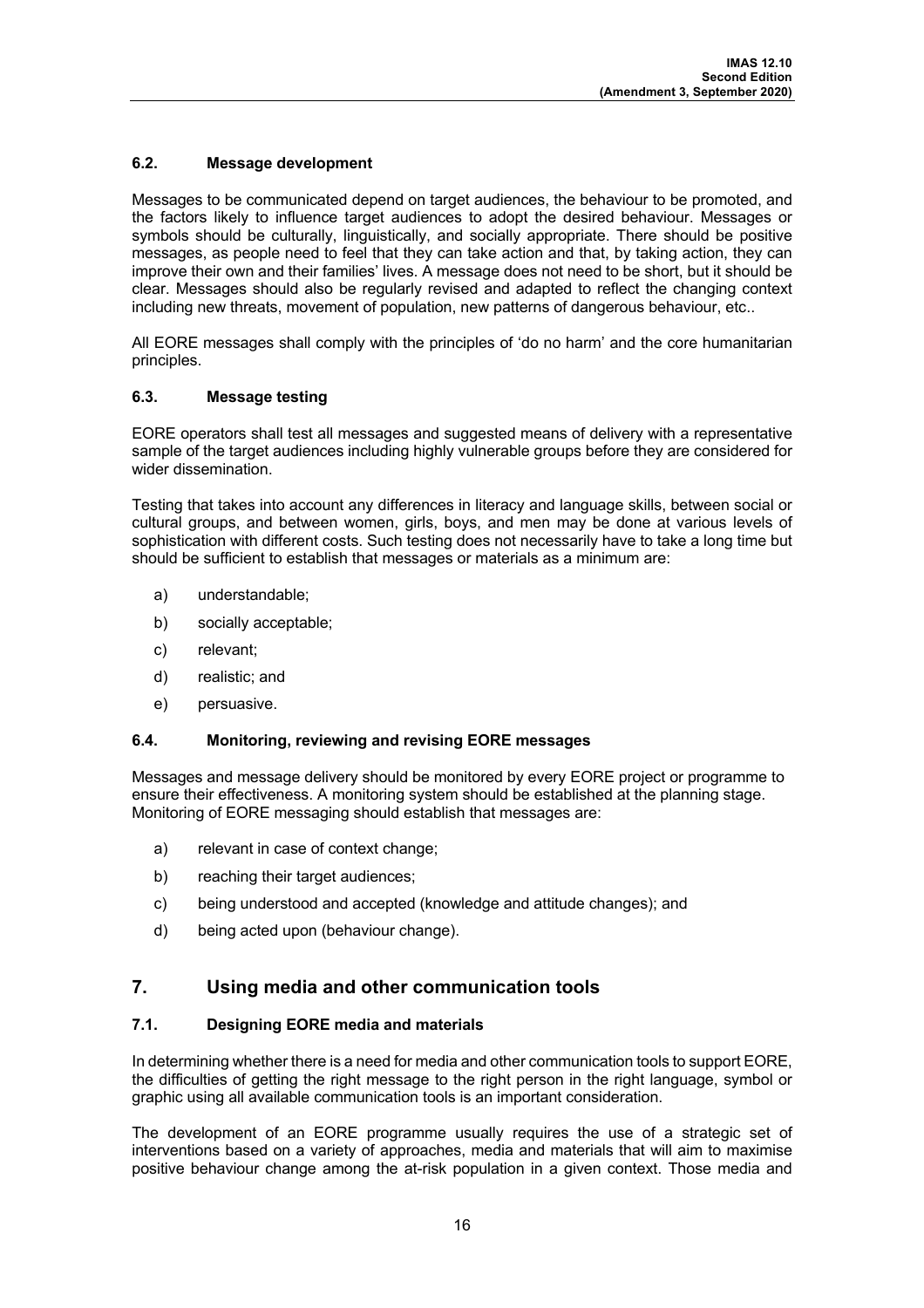### 6.2. Message development

Messages to be communicated depend on target audiences, the behaviour to be promoted, and the factors likely to influence target audiences to adopt the desired behaviour. Messages or symbols should be culturally, linguistically, and socially appropriate. There should be positive messages, as people need to feel that they can take action and that, by taking action, they can improve their own and their families' lives. A message does not need to be short, but it should be clear. Messages should also be regularly revised and adapted to reflect the changing context including new threats, movement of population, new patterns of dangerous behaviour, etc..

All EORE messages shall comply with the principles of 'do no harm' and the core humanitarian principles.

### 6.3. Message testing

EORE operators shall test all messages and suggested means of delivery with a representative sample of the target audiences including highly vulnerable groups before they are considered for wider dissemination.

Testing that takes into account any differences in literacy and language skills, between social or cultural groups, and between women, girls, boys, and men may be done at various levels of sophistication with different costs. Such testing does not necessarily have to take a long time but should be sufficient to establish that messages or materials as a minimum are:

a) understandable;

b) socially acceptable;

c) relevant;

d) realistic; and

e) persuasive.

### 6.4. Monitoring, reviewing and revising EORE messages

Messages and message delivery should be monitored by every EORE project or programme to ensure their effectiveness. A monitoring system should be established at the planning stage. Monitoring of EORE messaging should establish that messages are:

a) relevant in case of context change;

b) reaching their target audiences;

c) being understood and accepted (knowledge and attitude changes); and

d) being acted upon (behaviour change).

## 7. Using media and other communication tools

### 7.1. Designing EORE media and materials

In determining whether there is a need for media and other communication tools to support EORE, the difficulties of getting the right message to the right person in the right language, symbol or graphic using all available communication tools is an important consideration.

The development of an EORE programme usually requires the use of a strategic set of interventions based on a variety of approaches, media and materials that will aim to maximise positive behaviour change among the at-risk population in a given context. Those media and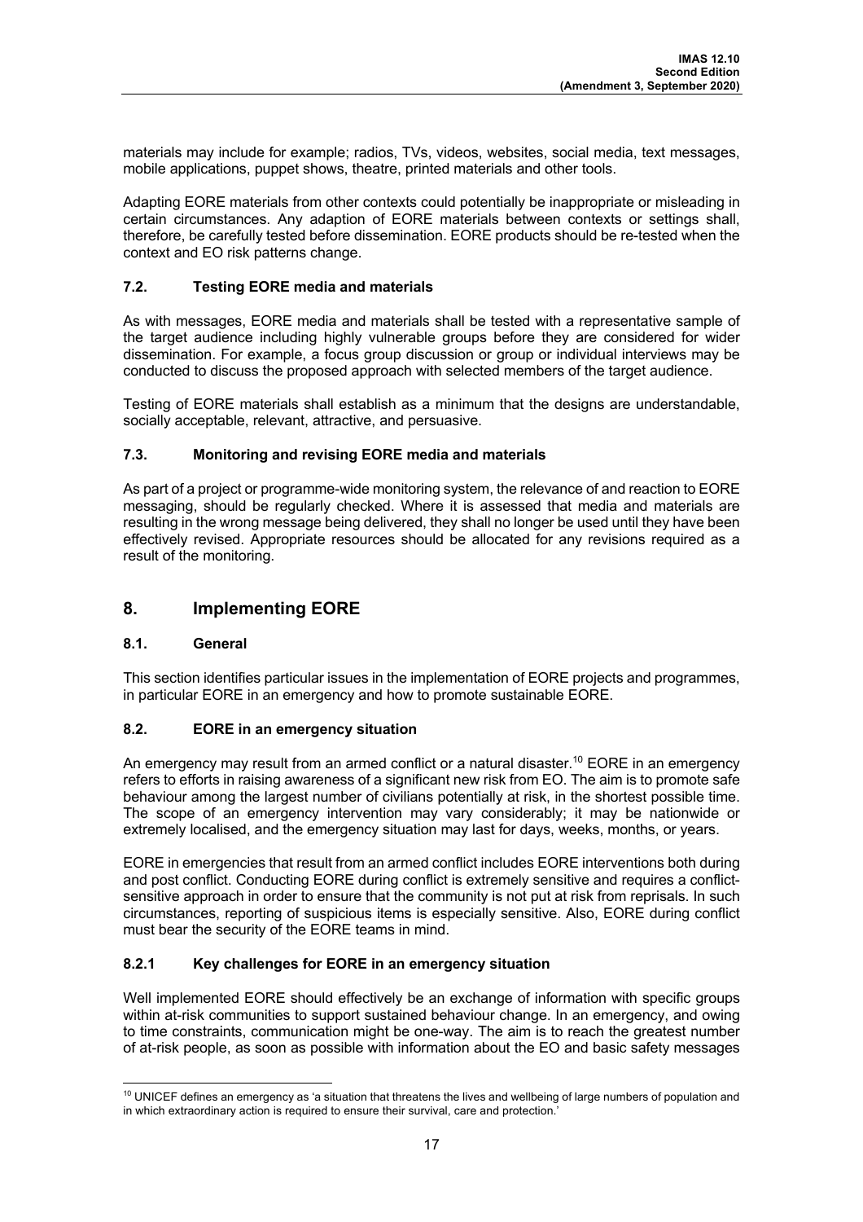materials may include for example; radios, TVs, videos, websites, social media, text messages, mobile applications, puppet shows, theatre, printed materials and other tools.

Adapting EORE materials from other contexts could potentially be inappropriate or misleading in certain circumstances. Any adaption of EORE materials between contexts or settings shall, therefore, be carefully tested before dissemination. EORE products should be re-tested when the context and EO risk patterns change.

### 7.2. Testing EORE media and materials

As with messages, EORE media and materials shall be tested with a representative sample of the target audience including highly vulnerable groups before they are considered for wider dissemination. For example, a focus group discussion or group or individual interviews may be conducted to discuss the proposed approach with selected members of the target audience.

Testing of EORE materials shall establish as a minimum that the designs are understandable, socially acceptable, relevant, attractive, and persuasive.

### 7.3. Monitoring and revising EORE media and materials

As part of a project or programme-wide monitoring system, the relevance of and reaction to EORE messaging, should be regularly checked. Where it is assessed that media and materials are resulting in the wrong message being delivered, they shall no longer be used until they have been effectively revised. Appropriate resources should be allocated for any revisions required as a result of the monitoring.

## 8. Implementing EORE

### 8.1. General

This section identifies particular issues in the implementation of EORE projects and programmes, in particular EORE in an emergency and how to promote sustainable EORE.

### 8.2. EORE in an emergency situation

An emergency may result from an armed conflict or a natural disaster.[10] EORE in an emergency refers to efforts in raising awareness of a significant new risk from EO. The aim is to promote safe behaviour among the largest number of civilians potentially at risk, in the shortest possible time. The scope of an emergency intervention may vary considerably; it may be nationwide or extremely localised, and the emergency situation may last for days, weeks, months, or years.

EORE in emergencies that result from an armed conflict includes EORE interventions both during and post conflict. Conducting EORE during conflict is extremely sensitive and requires a conflict-sensitive approach in order to ensure that the community is not put at risk from reprisals. In such circumstances, reporting of suspicious items is especially sensitive. Also, EORE during conflict must bear the security of the EORE teams in mind.

#### 8.2.1 Key challenges for EORE in an emergency situation

Well implemented EORE should effectively be an exchange of information with specific groups within at-risk communities to support sustained behaviour change. In an emergency, and owing to time constraints, communication might be one-way. The aim is to reach the greatest number of at-risk people, as soon as possible with information about the EO and basic safety messages

[10] UNICEF defines an emergency as 'a situation that threatens the lives and wellbeing of large numbers of population and in which extraordinary action is required to ensure their survival, care and protection.'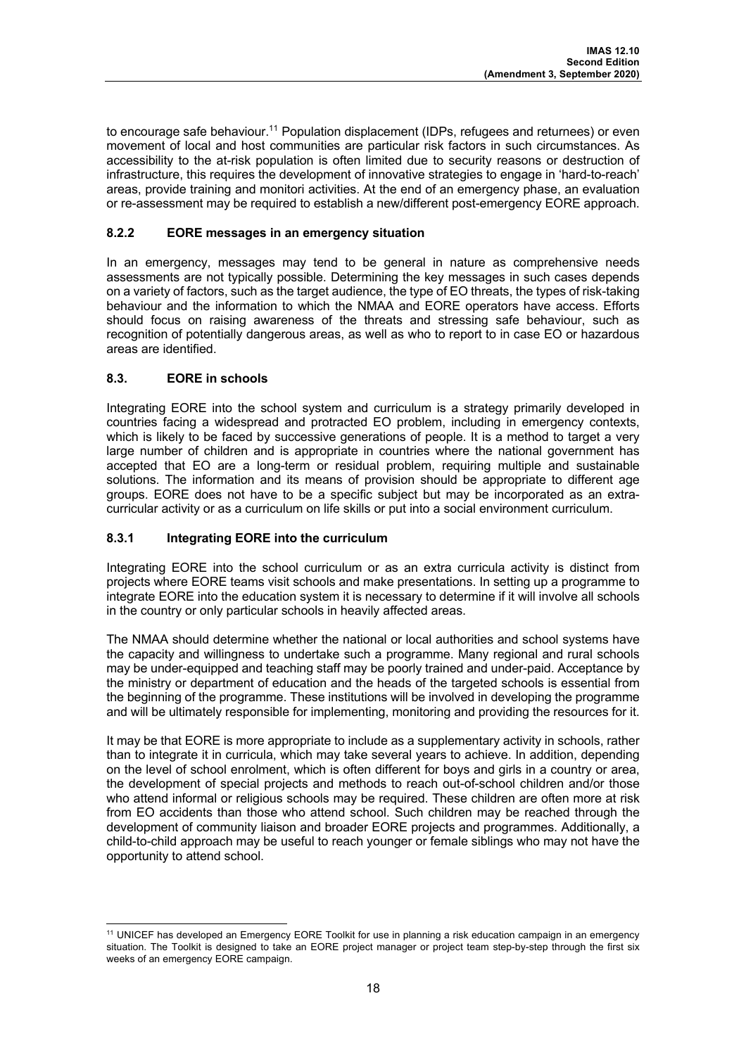to encourage safe behaviour.[11] Population displacement (IDPs, refugees and returnees) or even movement of local and host communities are particular risk factors in such circumstances. As accessibility to the at-risk population is often limited due to security reasons or destruction of infrastructure, this requires the development of innovative strategies to engage in 'hard-to-reach' areas, provide training and monitori activities. At the end of an emergency phase, an evaluation or re-assessment may be required to establish a new/different post-emergency EORE approach.

### 8.2.2 EORE messages in an emergency situation

In an emergency, messages may tend to be general in nature as comprehensive needs assessments are not typically possible. Determining the key messages in such cases depends on a variety of factors, such as the target audience, the type of EO threats, the types of risk-taking behaviour and the information to which the NMAA and EORE operators have access. Efforts should focus on raising awareness of the threats and stressing safe behaviour, such as recognition of potentially dangerous areas, as well as who to report to in case EO or hazardous areas are identified.

## 8.3. EORE in schools

Integrating EORE into the school system and curriculum is a strategy primarily developed in countries facing a widespread and protracted EO problem, including in emergency contexts, which is likely to be faced by successive generations of people. It is a method to target a very large number of children and is appropriate in countries where the national government has accepted that EO are a long-term or residual problem, requiring multiple and sustainable solutions. The information and its means of provision should be appropriate to different age groups. EORE does not have to be a specific subject but may be incorporated as an extra-curricular activity or as a curriculum on life skills or put into a social environment curriculum.

### 8.3.1 Integrating EORE into the curriculum

Integrating EORE into the school curriculum or as an extra curricula activity is distinct from projects where EORE teams visit schools and make presentations. In setting up a programme to integrate EORE into the education system it is necessary to determine if it will involve all schools in the country or only particular schools in heavily affected areas.

The NMAA should determine whether the national or local authorities and school systems have the capacity and willingness to undertake such a programme. Many regional and rural schools may be under-equipped and teaching staff may be poorly trained and under-paid. Acceptance by the ministry or department of education and the heads of the targeted schools is essential from the beginning of the programme. These institutions will be involved in developing the programme and will be ultimately responsible for implementing, monitoring and providing the resources for it.

It may be that EORE is more appropriate to include as a supplementary activity in schools, rather than to integrate it in curricula, which may take several years to achieve. In addition, depending on the level of school enrolment, which is often different for boys and girls in a country or area, the development of special projects and methods to reach out-of-school children and/or those who attend informal or religious schools may be required. These children are often more at risk from EO accidents than those who attend school. Such children may be reached through the development of community liaison and broader EORE projects and programmes. Additionally, a child-to-child approach may be useful to reach younger or female siblings who may not have the opportunity to attend school.

---

[11] UNICEF has developed an Emergency EORE Toolkit for use in planning a risk education campaign in an emergency situation. The Toolkit is designed to take an EORE project manager or project team step-by-step through the first six weeks of an emergency EORE campaign.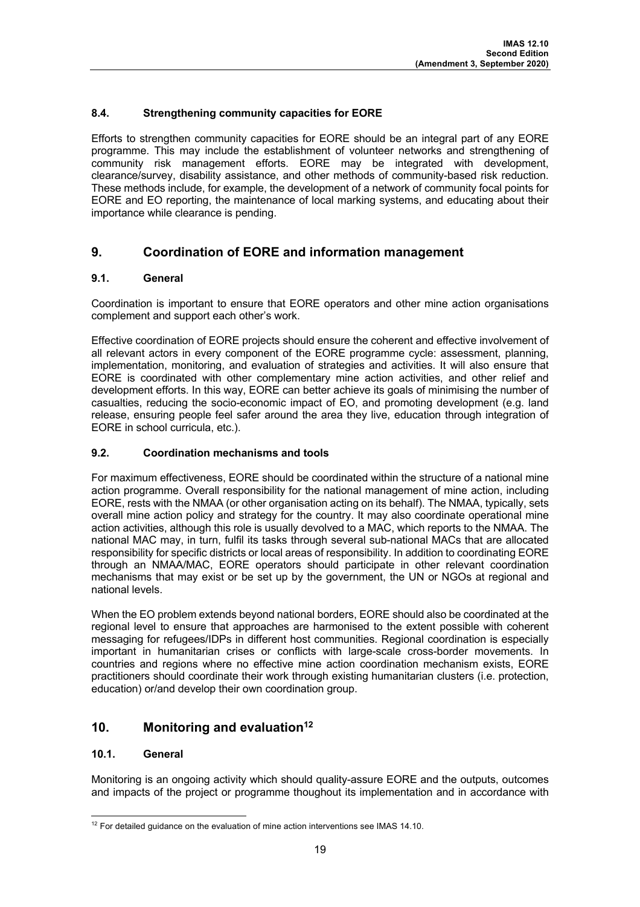### 8.4. Strengthening community capacities for EORE

Efforts to strengthen community capacities for EORE should be an integral part of any EORE programme. This may include the establishment of volunteer networks and strengthening of community risk management efforts. EORE may be integrated with development, clearance/survey, disability assistance, and other methods of community-based risk reduction. These methods include, for example, the development of a network of community focal points for EORE and EO reporting, the maintenance of local marking systems, and educating about their importance while clearance is pending.

## 9. Coordination of EORE and information management

### 9.1. General

Coordination is important to ensure that EORE operators and other mine action organisations complement and support each other's work.

Effective coordination of EORE projects should ensure the coherent and effective involvement of all relevant actors in every component of the EORE programme cycle: assessment, planning, implementation, monitoring, and evaluation of strategies and activities. It will also ensure that EORE is coordinated with other complementary mine action activities, and other relief and development efforts. In this way, EORE can better achieve its goals of minimising the number of casualties, reducing the socio-economic impact of EO, and promoting development (e.g. land release, ensuring people feel safer around the area they live, education through integration of EORE in school curricula, etc.).

### 9.2. Coordination mechanisms and tools

For maximum effectiveness, EORE should be coordinated within the structure of a national mine action programme. Overall responsibility for the national management of mine action, including EORE, rests with the NMAA (or other organisation acting on its behalf). The NMAA, typically, sets overall mine action policy and strategy for the country. It may also coordinate operational mine action activities, although this role is usually devolved to a MAC, which reports to the NMAA. The national MAC may, in turn, fulfil its tasks through several sub-national MACs that are allocated responsibility for specific districts or local areas of responsibility. In addition to coordinating EORE through an NMAA/MAC, EORE operators should participate in other relevant coordination mechanisms that may exist or be set up by the government, the UN or NGOs at regional and national levels.

When the EO problem extends beyond national borders, EORE should also be coordinated at the regional level to ensure that approaches are harmonised to the extent possible with coherent messaging for refugees/IDPs in different host communities. Regional coordination is especially important in humanitarian crises or conflicts with large-scale cross-border movements. In countries and regions where no effective mine action coordination mechanism exists, EORE practitioners should coordinate their work through existing humanitarian clusters (i.e. protection, education) or/and develop their own coordination group.

## 10. Monitoring and evaluation[12]

### 10.1. General

Monitoring is an ongoing activity which should quality-assure EORE and the outputs, outcomes and impacts of the project or programme thoughout its implementation and in accordance with

[12] For detailed guidance on the evaluation of mine action interventions see IMAS 14.10.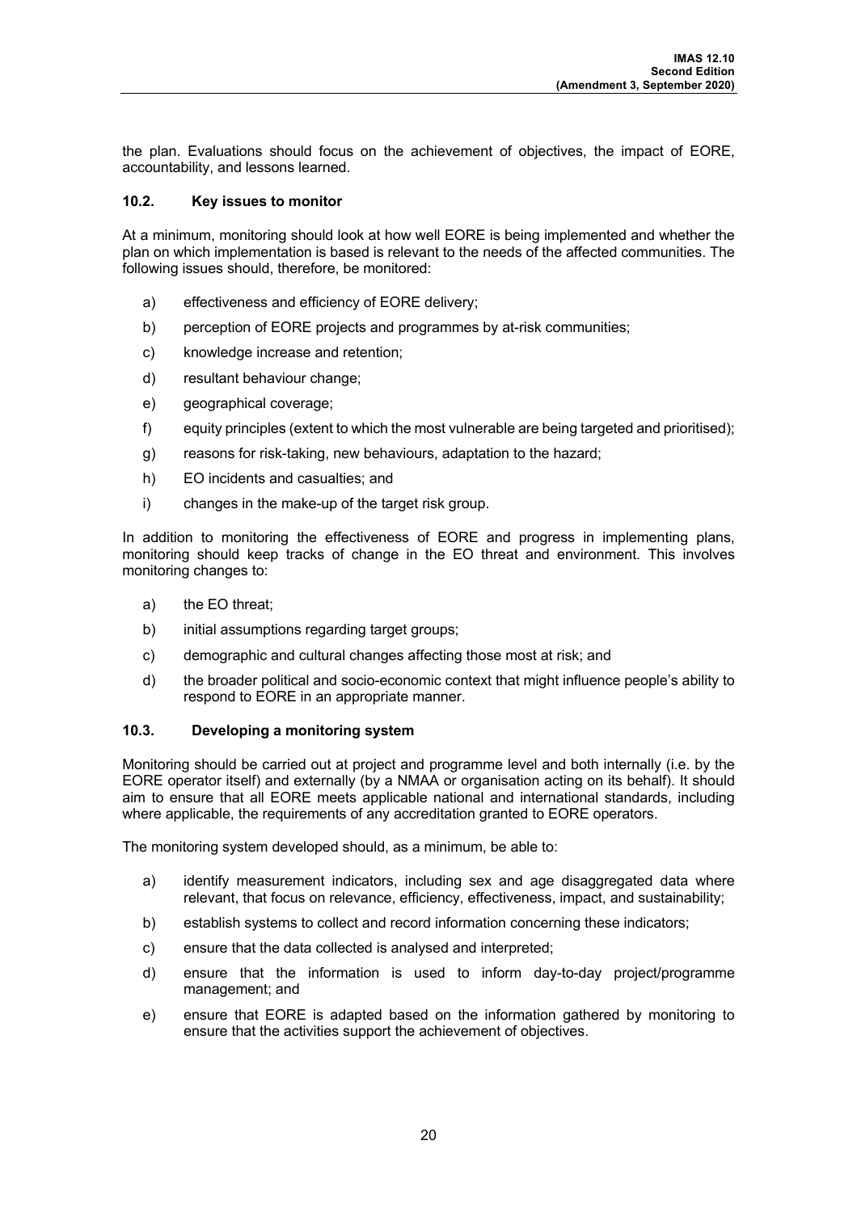the plan. Evaluations should focus on the achievement of objectives, the impact of EORE, accountability, and lessons learned.

### 10.2. Key issues to monitor

At a minimum, monitoring should look at how well EORE is being implemented and whether the plan on which implementation is based is relevant to the needs of the affected communities. The following issues should, therefore, be monitored:

a) effectiveness and efficiency of EORE delivery;

b) perception of EORE projects and programmes by at-risk communities;

c) knowledge increase and retention;

d) resultant behaviour change;

e) geographical coverage;

f) equity principles (extent to which the most vulnerable are being targeted and prioritised);

g) reasons for risk-taking, new behaviours, adaptation to the hazard;

h) EO incidents and casualties; and

i) changes in the make-up of the target risk group.

In addition to monitoring the effectiveness of EORE and progress in implementing plans, monitoring should keep tracks of change in the EO threat and environment. This involves monitoring changes to:

a) the EO threat;

b) initial assumptions regarding target groups;

c) demographic and cultural changes affecting those most at risk; and

d) the broader political and socio-economic context that might influence people's ability to respond to EORE in an appropriate manner.

### 10.3. Developing a monitoring system

Monitoring should be carried out at project and programme level and both internally (i.e. by the EORE operator itself) and externally (by a NMAA or organisation acting on its behalf). It should aim to ensure that all EORE meets applicable national and international standards, including where applicable, the requirements of any accreditation granted to EORE operators.

The monitoring system developed should, as a minimum, be able to:

a) identify measurement indicators, including sex and age disaggregated data where relevant, that focus on relevance, efficiency, effectiveness, impact, and sustainability;

b) establish systems to collect and record information concerning these indicators;

c) ensure that the data collected is analysed and interpreted;

d) ensure that the information is used to inform day-to-day project/programme management; and

e) ensure that EORE is adapted based on the information gathered by monitoring to ensure that the activities support the achievement of objectives.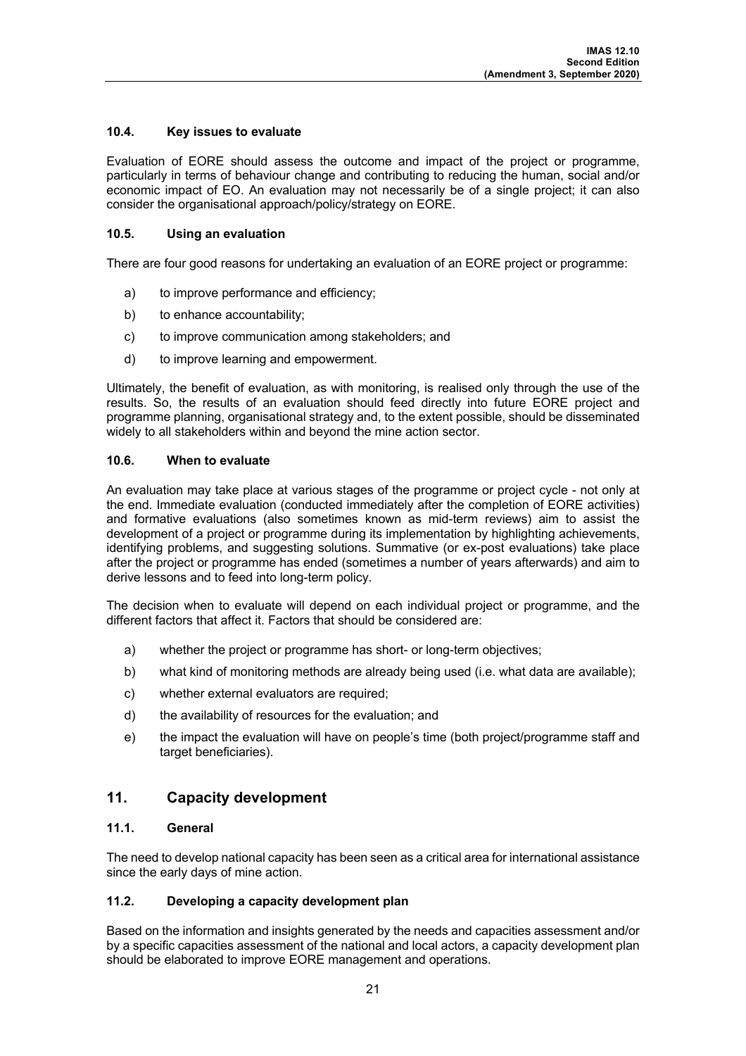### 10.4. Key issues to evaluate

Evaluation of EORE should assess the outcome and impact of the project or programme, particularly in terms of behaviour change and contributing to reducing the human, social and/or economic impact of EO. An evaluation may not necessarily be of a single project; it can also consider the organisational approach/policy/strategy on EORE.

### 10.5. Using an evaluation

There are four good reasons for undertaking an evaluation of an EORE project or programme:

a) to improve performance and efficiency;

b) to enhance accountability;

c) to improve communication among stakeholders; and

d) to improve learning and empowerment.

Ultimately, the benefit of evaluation, as with monitoring, is realised only through the use of the results. So, the results of an evaluation should feed directly into future EORE project and programme planning, organisational strategy and, to the extent possible, should be disseminated widely to all stakeholders within and beyond the mine action sector.

### 10.6. When to evaluate

An evaluation may take place at various stages of the programme or project cycle - not only at the end. Immediate evaluation (conducted immediately after the completion of EORE activities) and formative evaluations (also sometimes known as mid-term reviews) aim to assist the development of a project or programme during its implementation by highlighting achievements, identifying problems, and suggesting solutions. Summative (or ex-post evaluations) take place after the project or programme has ended (sometimes a number of years afterwards) and aim to derive lessons and to feed into long-term policy.

The decision when to evaluate will depend on each individual project or programme, and the different factors that affect it. Factors that should be considered are:

a) whether the project or programme has short- or long-term objectives;

b) what kind of monitoring methods are already being used (i.e. what data are available);

c) whether external evaluators are required;

d) the availability of resources for the evaluation; and

e) the impact the evaluation will have on people's time (both project/programme staff and target beneficiaries).

## 11. Capacity development

### 11.1. General

The need to develop national capacity has been seen as a critical area for international assistance since the early days of mine action.

### 11.2. Developing a capacity development plan

Based on the information and insights generated by the needs and capacities assessment and/or by a specific capacities assessment of the national and local actors, a capacity development plan should be elaborated to improve EORE management and operations.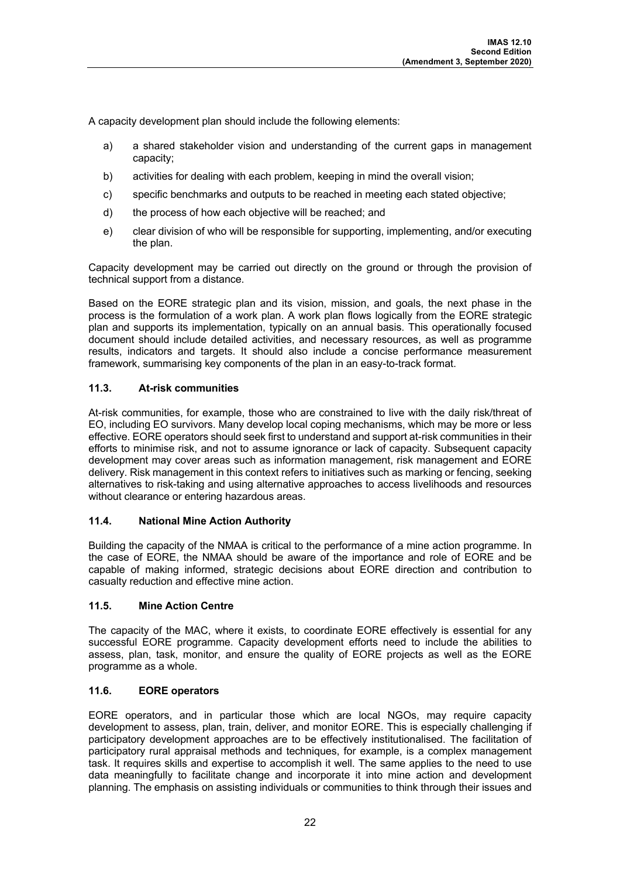A capacity development plan should include the following elements:

a) a shared stakeholder vision and understanding of the current gaps in management capacity;

b) activities for dealing with each problem, keeping in mind the overall vision;

c) specific benchmarks and outputs to be reached in meeting each stated objective;

d) the process of how each objective will be reached; and

e) clear division of who will be responsible for supporting, implementing, and/or executing the plan.

Capacity development may be carried out directly on the ground or through the provision of technical support from a distance.

Based on the EORE strategic plan and its vision, mission, and goals, the next phase in the process is the formulation of a work plan. A work plan flows logically from the EORE strategic plan and supports its implementation, typically on an annual basis. This operationally focused document should include detailed activities, and necessary resources, as well as programme results, indicators and targets. It should also include a concise performance measurement framework, summarising key components of the plan in an easy-to-track format.

### 11.3. At-risk communities

At-risk communities, for example, those who are constrained to live with the daily risk/threat of EO, including EO survivors. Many develop local coping mechanisms, which may be more or less effective. EORE operators should seek first to understand and support at-risk communities in their efforts to minimise risk, and not to assume ignorance or lack of capacity. Subsequent capacity development may cover areas such as information management, risk management and EORE delivery. Risk management in this context refers to initiatives such as marking or fencing, seeking alternatives to risk-taking and using alternative approaches to access livelihoods and resources without clearance or entering hazardous areas.

### 11.4. National Mine Action Authority

Building the capacity of the NMAA is critical to the performance of a mine action programme. In the case of EORE, the NMAA should be aware of the importance and role of EORE and be capable of making informed, strategic decisions about EORE direction and contribution to casualty reduction and effective mine action.

### 11.5. Mine Action Centre

The capacity of the MAC, where it exists, to coordinate EORE effectively is essential for any successful EORE programme. Capacity development efforts need to include the abilities to assess, plan, task, monitor, and ensure the quality of EORE projects as well as the EORE programme as a whole.

### 11.6. EORE operators

EORE operators, and in particular those which are local NGOs, may require capacity development to assess, plan, train, deliver, and monitor EORE. This is especially challenging if participatory development approaches are to be effectively institutionalised. The facilitation of participatory rural appraisal methods and techniques, for example, is a complex management task. It requires skills and expertise to accomplish it well. The same applies to the need to use data meaningfully to facilitate change and incorporate it into mine action and development planning. The emphasis on assisting individuals or communities to think through their issues and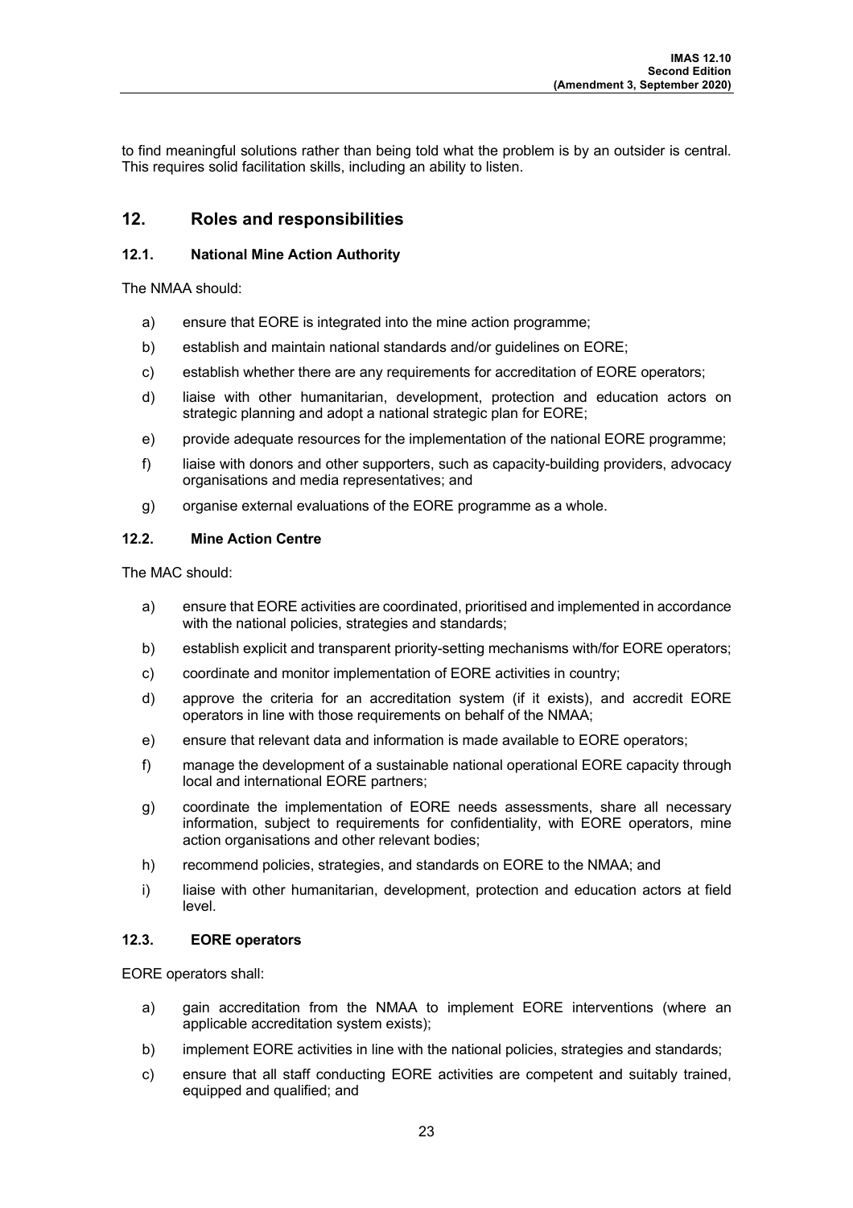to find meaningful solutions rather than being told what the problem is by an outsider is central. This requires solid facilitation skills, including an ability to listen.

## 12. Roles and responsibilities

### 12.1. National Mine Action Authority

The NMAA should:

a) ensure that EORE is integrated into the mine action programme;

b) establish and maintain national standards and/or guidelines on EORE;

c) establish whether there are any requirements for accreditation of EORE operators;

d) liaise with other humanitarian, development, protection and education actors on strategic planning and adopt a national strategic plan for EORE;

e) provide adequate resources for the implementation of the national EORE programme;

f) liaise with donors and other supporters, such as capacity-building providers, advocacy organisations and media representatives; and

g) organise external evaluations of the EORE programme as a whole.

### 12.2. Mine Action Centre

The MAC should:

a) ensure that EORE activities are coordinated, prioritised and implemented in accordance with the national policies, strategies and standards;

b) establish explicit and transparent priority-setting mechanisms with/for EORE operators;

c) coordinate and monitor implementation of EORE activities in country;

d) approve the criteria for an accreditation system (if it exists), and accredit EORE operators in line with those requirements on behalf of the NMAA;

e) ensure that relevant data and information is made available to EORE operators;

f) manage the development of a sustainable national operational EORE capacity through local and international EORE partners;

g) coordinate the implementation of EORE needs assessments, share all necessary information, subject to requirements for confidentiality, with EORE operators, mine action organisations and other relevant bodies;

h) recommend policies, strategies, and standards on EORE to the NMAA; and

i) liaise with other humanitarian, development, protection and education actors at field level.

### 12.3. EORE operators

EORE operators shall:

a) gain accreditation from the NMAA to implement EORE interventions (where an applicable accreditation system exists);

b) implement EORE activities in line with the national policies, strategies and standards;

c) ensure that all staff conducting EORE activities are competent and suitably trained, equipped and qualified; and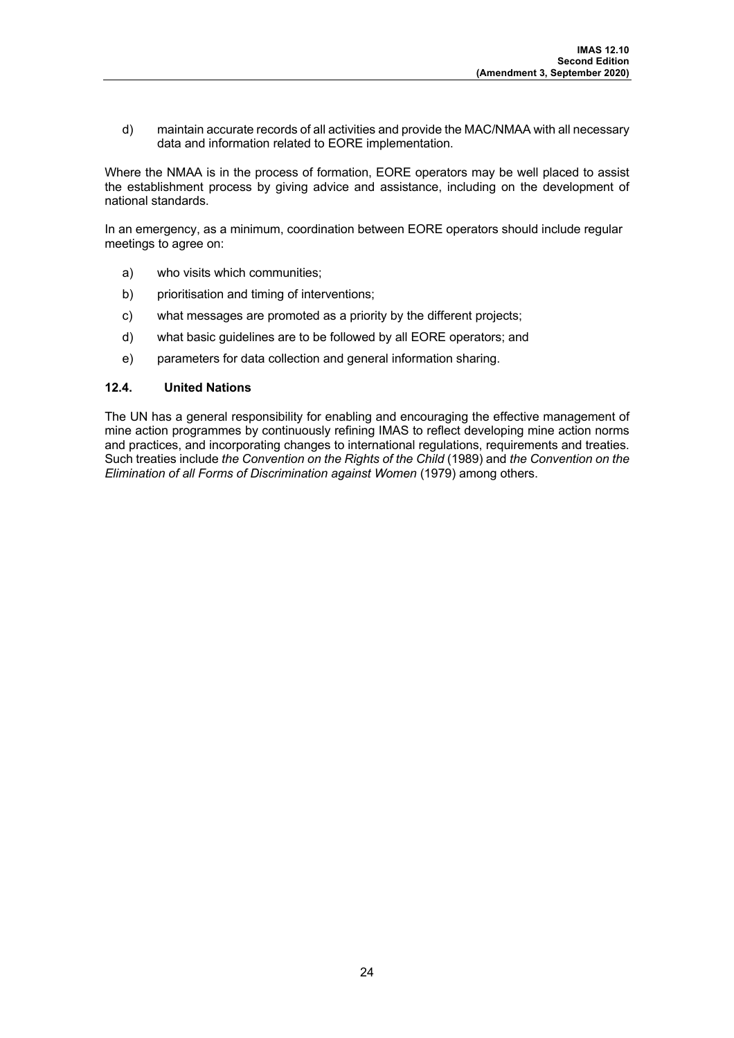d) maintain accurate records of all activities and provide the MAC/NMAA with all necessary data and information related to EORE implementation.

Where the NMAA is in the process of formation, EORE operators may be well placed to assist the establishment process by giving advice and assistance, including on the development of national standards.

In an emergency, as a minimum, coordination between EORE operators should include regular meetings to agree on:

a) who visits which communities;

b) prioritisation and timing of interventions;

c) what messages are promoted as a priority by the different projects;

d) what basic guidelines are to be followed by all EORE operators; and

e) parameters for data collection and general information sharing.

### 12.4. United Nations

The UN has a general responsibility for enabling and encouraging the effective management of mine action programmes by continuously refining IMAS to reflect developing mine action norms and practices, and incorporating changes to international regulations, requirements and treaties. Such treaties include *the Convention on the Rights of the Child* (1989) and *the Convention on the Elimination of all Forms of Discrimination against Women* (1979) among others.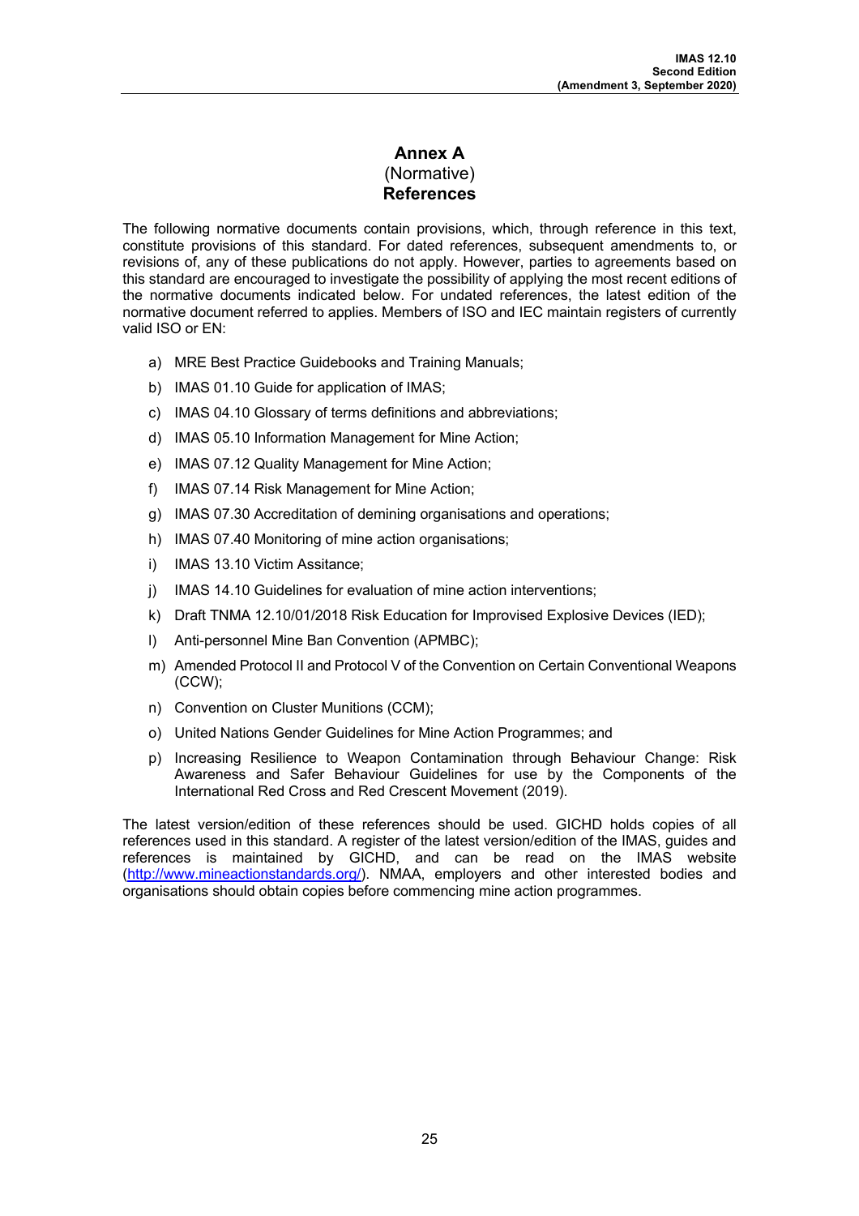# Annex A
(Normative)
**References**

The following normative documents contain provisions, which, through reference in this text, constitute provisions of this standard. For dated references, subsequent amendments to, or revisions of, any of these publications do not apply. However, parties to agreements based on this standard are encouraged to investigate the possibility of applying the most recent editions of the normative documents indicated below. For undated references, the latest edition of the normative document referred to applies. Members of ISO and IEC maintain registers of currently valid ISO or EN:

a) MRE Best Practice Guidebooks and Training Manuals;

b) IMAS 01.10 Guide for application of IMAS;

c) IMAS 04.10 Glossary of terms definitions and abbreviations;

d) IMAS 05.10 Information Management for Mine Action;

e) IMAS 07.12 Quality Management for Mine Action;

f) IMAS 07.14 Risk Management for Mine Action;

g) IMAS 07.30 Accreditation of demining organisations and operations;

h) IMAS 07.40 Monitoring of mine action organisations;

i) IMAS 13.10 Victim Assitance;

j) IMAS 14.10 Guidelines for evaluation of mine action interventions;

k) Draft TNMA 12.10/01/2018 Risk Education for Improvised Explosive Devices (IED);

l) Anti-personnel Mine Ban Convention (APMBC);

m) Amended Protocol II and Protocol V of the Convention on Certain Conventional Weapons (CCW);

n) Convention on Cluster Munitions (CCM);

o) United Nations Gender Guidelines for Mine Action Programmes; and

p) Increasing Resilience to Weapon Contamination through Behaviour Change: Risk Awareness and Safer Behaviour Guidelines for use by the Components of the International Red Cross and Red Crescent Movement (2019).

The latest version/edition of these references should be used. GICHD holds copies of all references used in this standard. A register of the latest version/edition of the IMAS, guides and references is maintained by GICHD, and can be read on the IMAS website ([http://www.mineactionstandards.org/](http://www.mineactionstandards.org/)). NMAA, employers and other interested bodies and organisations should obtain copies before commencing mine action programmes.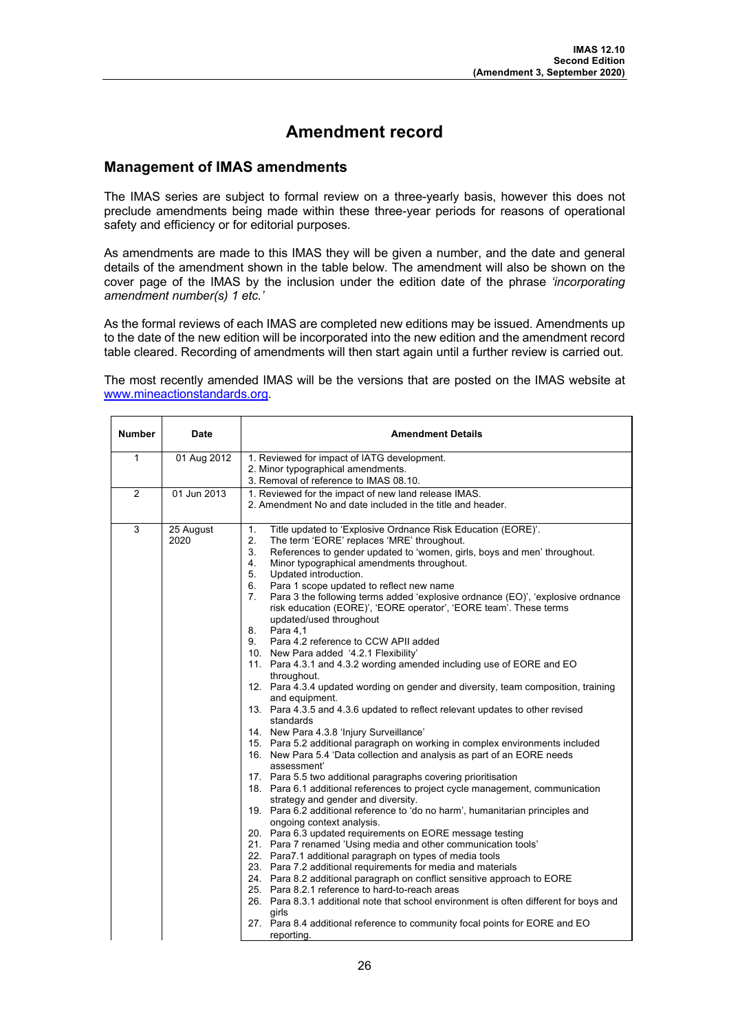# Amendment record

## Management of IMAS amendments

The IMAS series are subject to formal review on a three-yearly basis, however this does not preclude amendments being made within these three-year periods for reasons of operational safety and efficiency or for editorial purposes.

As amendments are made to this IMAS they will be given a number, and the date and general details of the amendment shown in the table below. The amendment will also be shown on the cover page of the IMAS by the inclusion under the edition date of the phrase *'incorporating amendment number(s) 1 etc.'*

As the formal reviews of each IMAS are completed new editions may be issued. Amendments up to the date of the new edition will be incorporated into the new edition and the amendment record table cleared. Recording of amendments will then start again until a further review is carried out.

The most recently amended IMAS will be the versions that are posted on the IMAS website at [www.mineactionstandards.org](www.mineactionstandards.org).

| Number | Date | Amendment Details |
|---|---|---|
| 1 | 01 Aug 2012 | 1. Reviewed for impact of IATG development.<br>2. Minor typographical amendments.<br>3. Removal of reference to IMAS 08.10. |
| 2 | 01 Jun 2013 | 1. Reviewed for the impact of new land release IMAS.<br>2. Amendment No and date included in the title and header. |
| 3 | 25 August 2020 | 1. Title updated to 'Explosive Ordnance Risk Education (EORE)'.<br>2. The term 'EORE' replaces 'MRE' throughout.<br>3. References to gender updated to 'women, girls, boys and men' throughout.<br>4. Minor typographical amendments throughout.<br>5. Updated introduction.<br>6. Para 1 scope updated to reflect new name<br>7. Para 3 the following terms added 'explosive ordnance (EO)', 'explosive ordnance risk education (EORE)', 'EORE operator', 'EORE team'. These terms updated/used throughout<br>8. Para 4,1<br>9. Para 4.2 reference to CCW APII added<br>10. New Para added '4.2.1 Flexibility'<br>11. Para 4.3.1 and 4.3.2 wording amended including use of EORE and EO throughout.<br>12. Para 4.3.4 updated wording on gender and diversity, team composition, training and equipment.<br>13. Para 4.3.5 and 4.3.6 updated to reflect relevant updates to other revised standards<br>14. New Para 4.3.8 'Injury Surveillance'<br>15. Para 5.2 additional paragraph on working in complex environments included<br>16. New Para 5.4 'Data collection and analysis as part of an EORE needs assessment'<br>17. Para 5.5 two additional paragraphs covering prioritisation<br>18. Para 6.1 additional references to project cycle management, communication strategy and gender and diversity.<br>19. Para 6.2 additional reference to 'do no harm', humanitarian principles and ongoing context analysis.<br>20. Para 6.3 updated requirements on EORE message testing<br>21. Para 7 renamed 'Using media and other communication tools'<br>22. Para7.1 additional paragraph on types of media tools<br>23. Para 7.2 additional requirements for media and materials<br>24. Para 8.2 additional paragraph on conflict sensitive approach to EORE<br>25. Para 8.2.1 reference to hard-to-reach areas<br>26. Para 8.3.1 additional note that school environment is often different for boys and girls<br>27. Para 8.4 additional reference to community focal points for EORE and EO reporting. |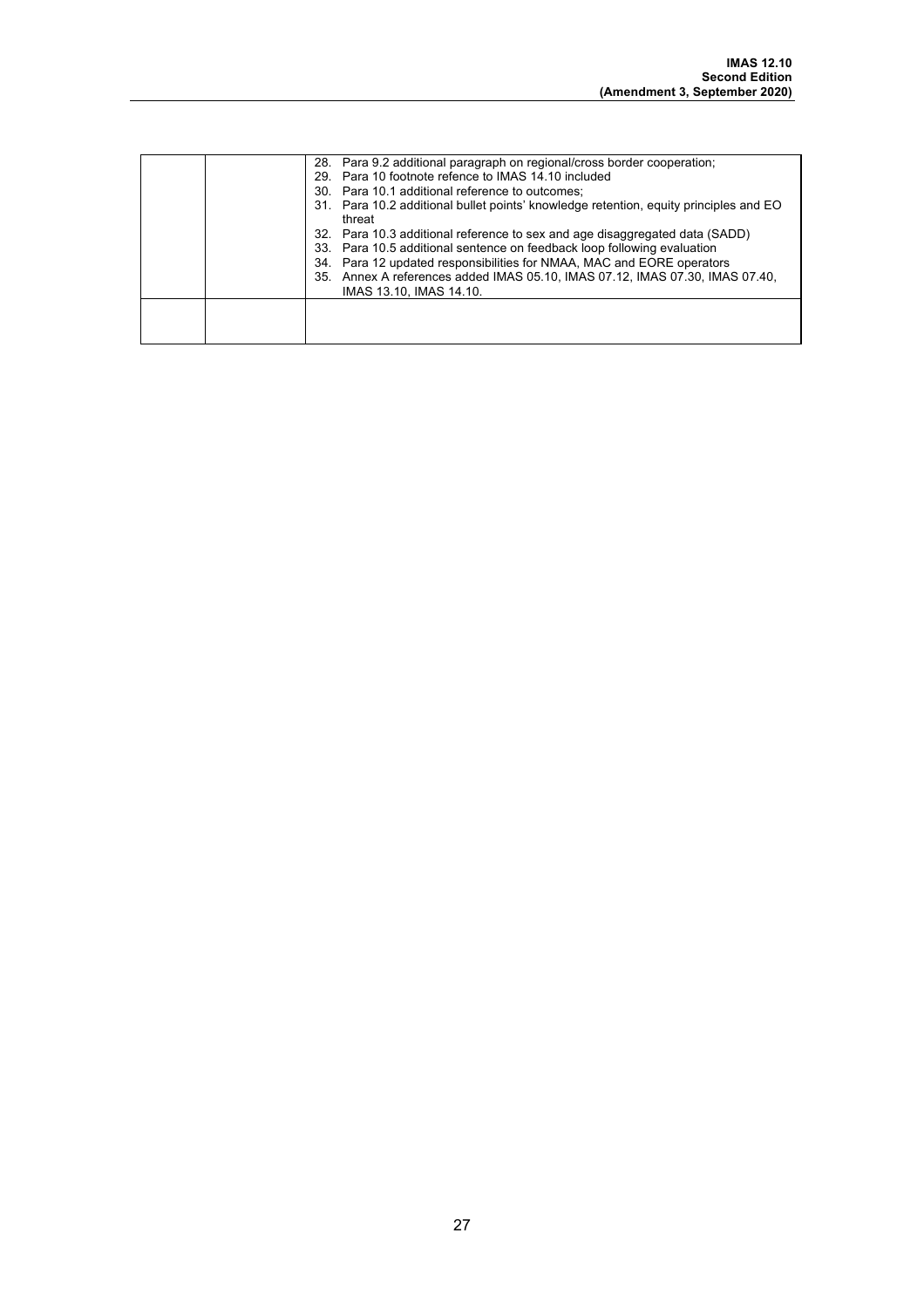| | | |
|---|---|---|
| | | 28. Para 9.2 additional paragraph on regional/cross border cooperation;<br>29. Para 10 footnote refence to IMAS 14.10 included<br>30. Para 10.1 additional reference to outcomes;<br>31. Para 10.2 additional bullet points' knowledge retention, equity principles and EO threat<br>32. Para 10.3 additional reference to sex and age disaggregated data (SADD)<br>33. Para 10.5 additional sentence on feedback loop following evaluation<br>34. Para 12 updated responsibilities for NMAA, MAC and EORE operators<br>35. Annex A references added IMAS 05.10, IMAS 07.12, IMAS 07.30, IMAS 07.40, IMAS 13.10, IMAS 14.10. |
| | | |